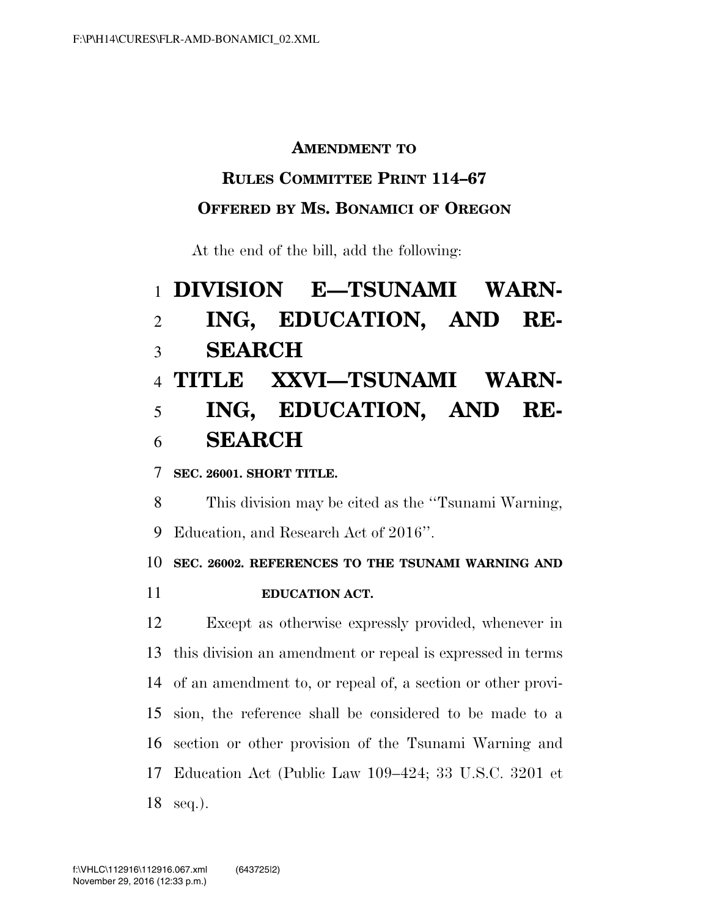**AMENDMENT TO**

**RULES COMMITTEE PRINT 114–67**

**OFFERED BY MS. BONAMICI OF OREGON**

At the end of the bill, add the following:

# DIVISION E—TSUNAMI WARNING, EDUCATION, AND RESEARCH

# TITLE XXVI—TSUNAMI WARNING, EDUCATION, AND RESEARCH

**SEC. 26001. SHORT TITLE.**

This division may be cited as the ''Tsunami Warning, Education, and Research Act of 2016''.

**SEC. 26002. REFERENCES TO THE TSUNAMI WARNING AND EDUCATION ACT.**

Except as otherwise expressly provided, whenever in this division an amendment or repeal is expressed in terms of an amendment to, or repeal of, a section or other provision, the reference shall be considered to be made to a section or other provision of the Tsunami Warning and Education Act (Public Law 109–424; 33 U.S.C. 3201 et seq.).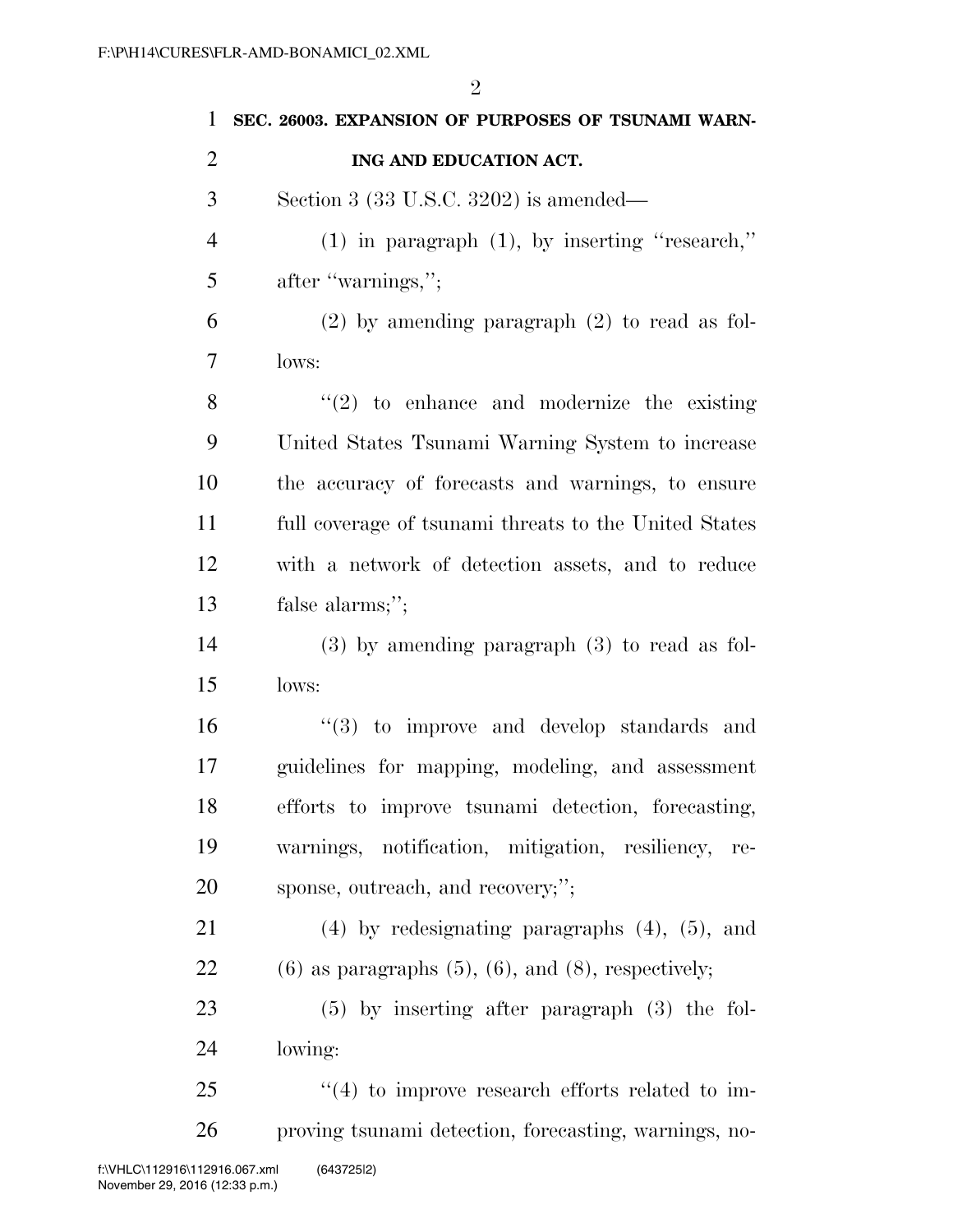**SEC. 26003. EXPANSION OF PURPOSES OF TSUNAMI WARNING AND EDUCATION ACT.**

Section 3 (33 U.S.C. 3202) is amended—

(1) in paragraph (1), by inserting "research," after "warnings,";

(2) by amending paragraph (2) to read as follows:

"(2) to enhance and modernize the existing United States Tsunami Warning System to increase the accuracy of forecasts and warnings, to ensure full coverage of tsunami threats to the United States with a network of detection assets, and to reduce false alarms;";

(3) by amending paragraph (3) to read as follows:

"(3) to improve and develop standards and guidelines for mapping, modeling, and assessment efforts to improve tsunami detection, forecasting, warnings, notification, mitigation, resiliency, response, outreach, and recovery;";

(4) by redesignating paragraphs (4), (5), and (6) as paragraphs (5), (6), and (8), respectively;

(5) by inserting after paragraph (3) the following:

"(4) to improve research efforts related to improving tsunami detection, forecasting, warnings, no-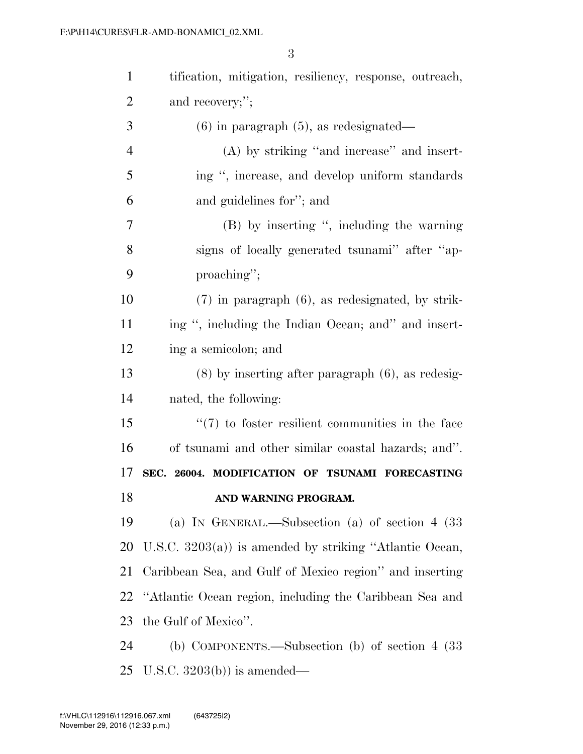tification, mitigation, resiliency, response, outreach, and recovery;'';

(6) in paragraph (5), as redesignated—

(A) by striking ''and increase'' and inserting '', increase, and develop uniform standards and guidelines for''; and

(B) by inserting '', including the warning signs of locally generated tsunami'' after ''approaching'';

(7) in paragraph (6), as redesignated, by striking '', including the Indian Ocean; and'' and inserting a semicolon; and

(8) by inserting after paragraph (6), as redesignated, the following:

''(7) to foster resilient communities in the face of tsunami and other similar coastal hazards; and''.

**SEC. 26004. MODIFICATION OF TSUNAMI FORECASTING AND WARNING PROGRAM.**

(a) IN GENERAL.—Subsection (a) of section 4 (33 U.S.C. 3203(a)) is amended by striking ''Atlantic Ocean, Caribbean Sea, and Gulf of Mexico region'' and inserting ''Atlantic Ocean region, including the Caribbean Sea and the Gulf of Mexico''.

(b) COMPONENTS.—Subsection (b) of section 4 (33 U.S.C. 3203(b)) is amended—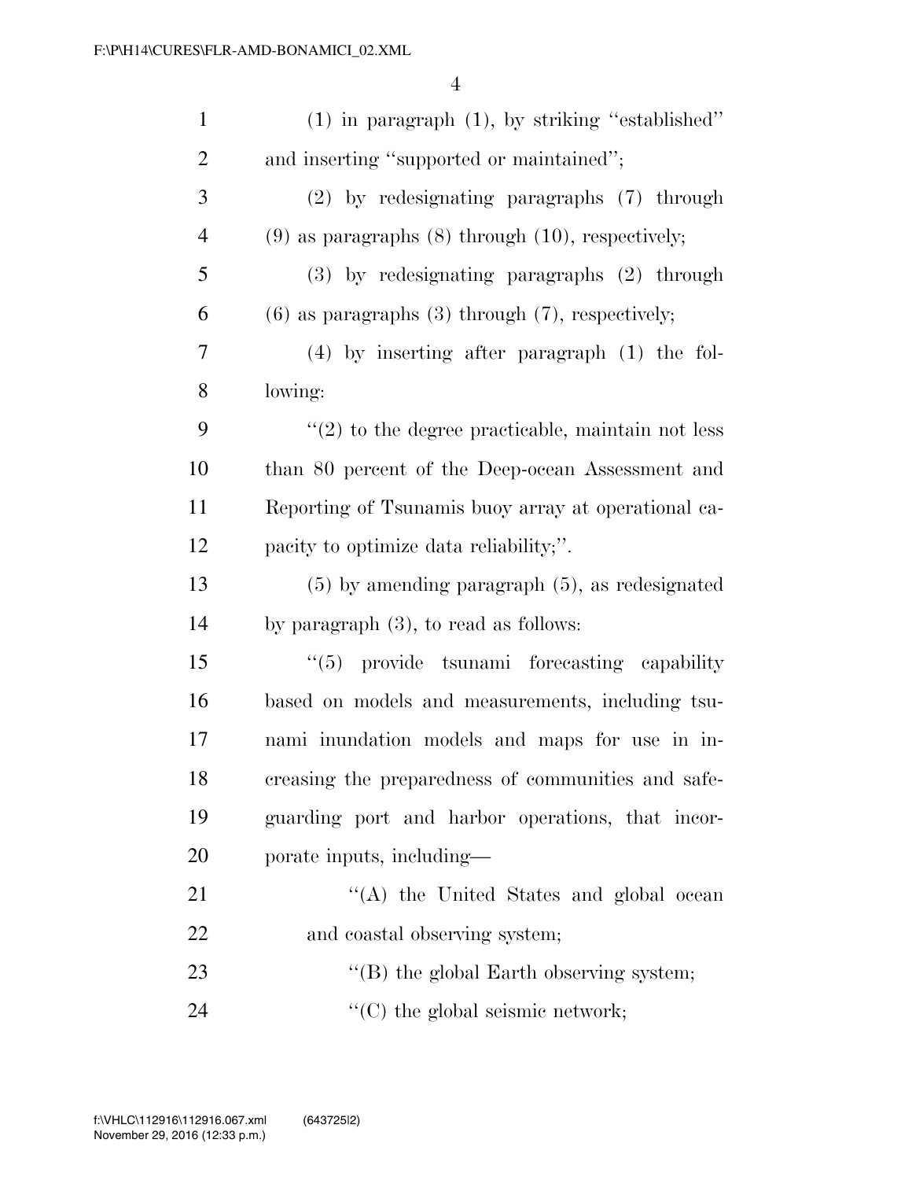(1) in paragraph (1), by striking "established" and inserting "supported or maintained";

(2) by redesignating paragraphs (7) through (9) as paragraphs (8) through (10), respectively;

(3) by redesignating paragraphs (2) through (6) as paragraphs (3) through (7), respectively;

(4) by inserting after paragraph (1) the following:

"(2) to the degree practicable, maintain not less than 80 percent of the Deep-ocean Assessment and Reporting of Tsunamis buoy array at operational capacity to optimize data reliability;".

(5) by amending paragraph (5), as redesignated by paragraph (3), to read as follows:

"(5) provide tsunami forecasting capability based on models and measurements, including tsunami inundation models and maps for use in increasing the preparedness of communities and safeguarding port and harbor operations, that incorporate inputs, including—

"(A) the United States and global ocean and coastal observing system;

"(B) the global Earth observing system;

"(C) the global seismic network;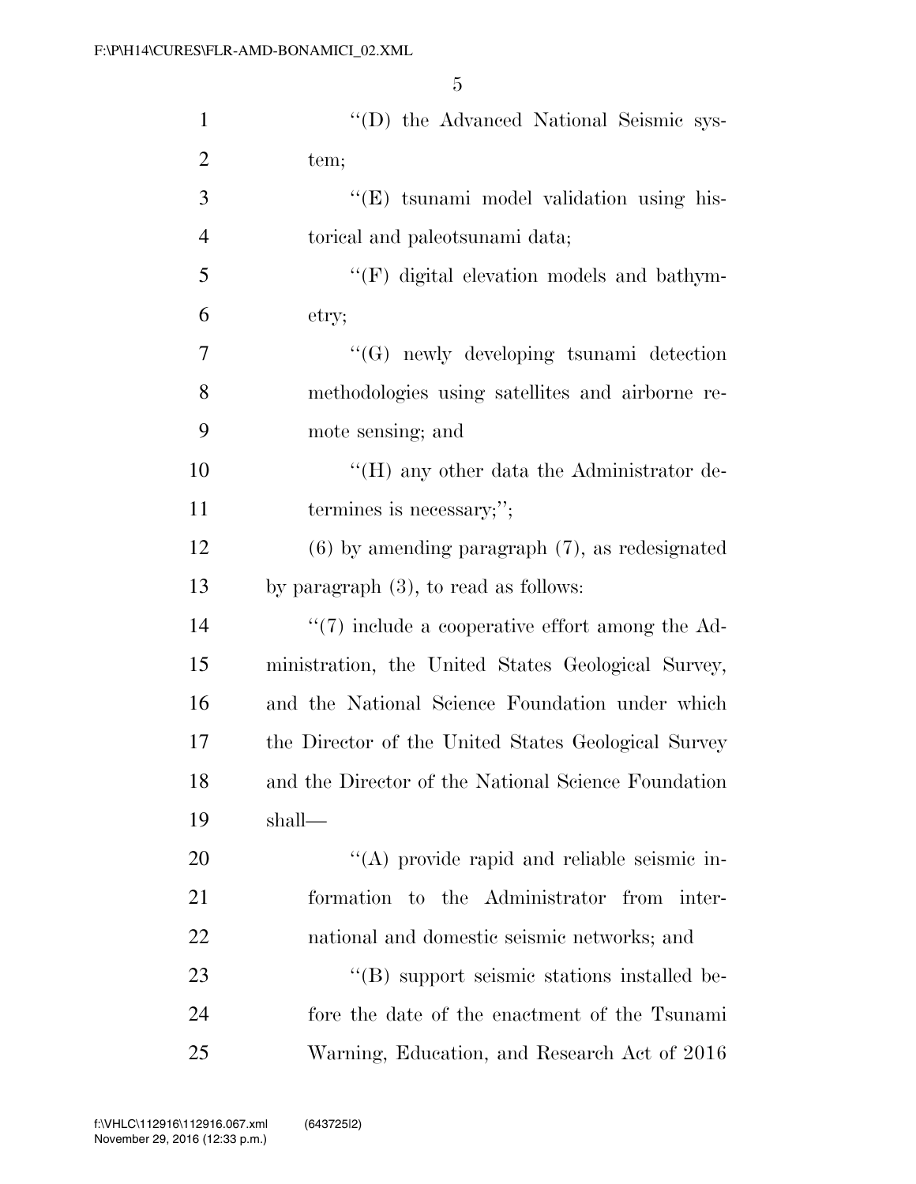''(D) the Advanced National Seismic system;

''(E) tsunami model validation using historical and paleotsunami data;

''(F) digital elevation models and bathymetry;

''(G) newly developing tsunami detection methodologies using satellites and airborne remote sensing; and

''(H) any other data the Administrator determines is necessary;'';

(6) by amending paragraph (7), as redesignated by paragraph (3), to read as follows:

''(7) include a cooperative effort among the Administration, the United States Geological Survey, and the National Science Foundation under which the Director of the United States Geological Survey and the Director of the National Science Foundation shall—

''(A) provide rapid and reliable seismic information to the Administrator from international and domestic seismic networks; and

''(B) support seismic stations installed before the date of the enactment of the Tsunami Warning, Education, and Research Act of 2016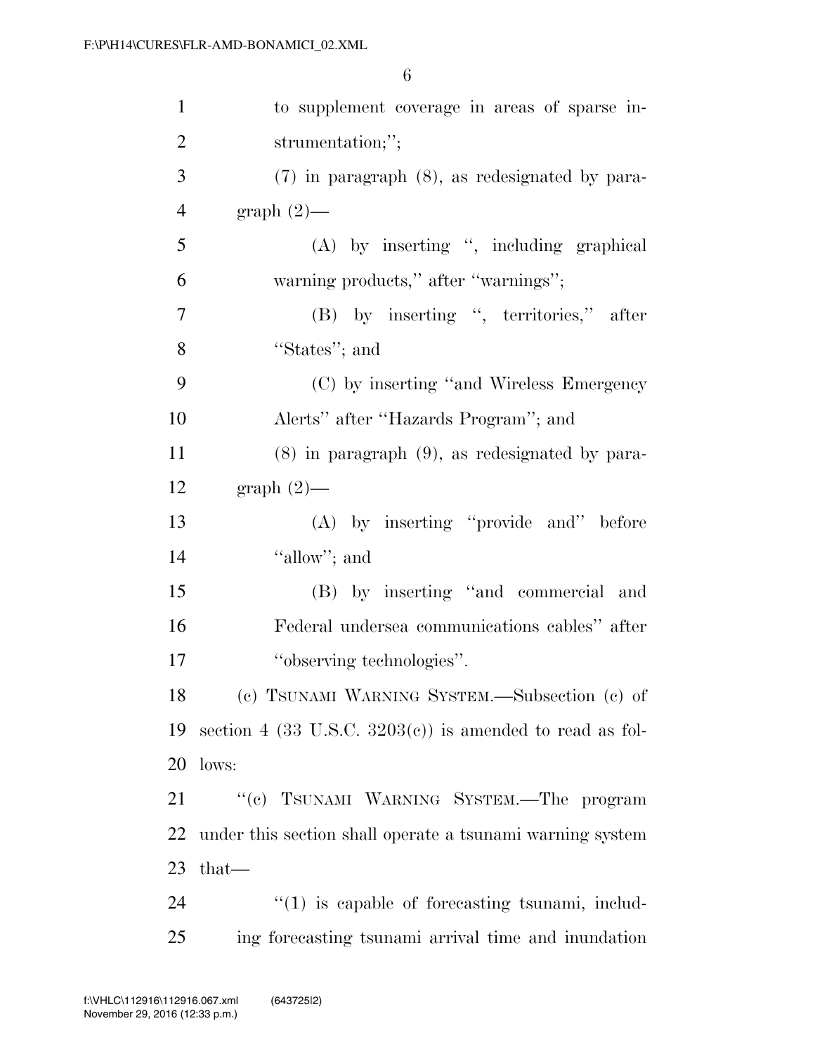to supplement coverage in areas of sparse instrumentation;'';

(7) in paragraph (8), as redesignated by paragraph (2)—

(A) by inserting '', including graphical warning products,'' after ''warnings'';

(B) by inserting '', territories,'' after ''States''; and

(C) by inserting ''and Wireless Emergency Alerts'' after ''Hazards Program''; and

(8) in paragraph (9), as redesignated by paragraph (2)—

(A) by inserting ''provide and'' before ''allow''; and

(B) by inserting ''and commercial and Federal undersea communications cables'' after ''observing technologies''.

(c) TSUNAMI WARNING SYSTEM.—Subsection (c) of section 4 (33 U.S.C. 3203(c)) is amended to read as follows:

''(c) TSUNAMI WARNING SYSTEM.—The program under this section shall operate a tsunami warning system that—

''(1) is capable of forecasting tsunami, including forecasting tsunami arrival time and inundation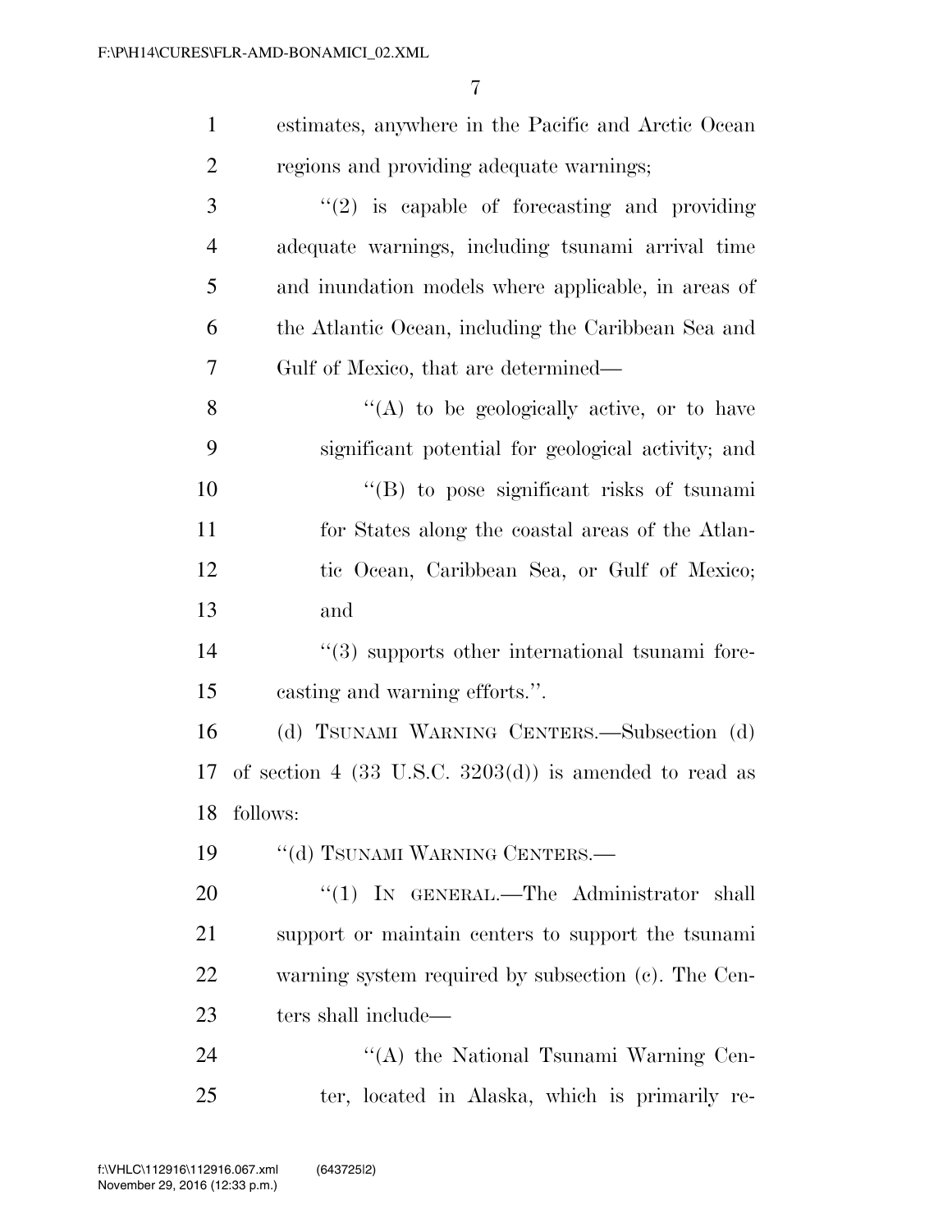estimates, anywhere in the Pacific and Arctic Ocean regions and providing adequate warnings;

''(2) is capable of forecasting and providing adequate warnings, including tsunami arrival time and inundation models where applicable, in areas of the Atlantic Ocean, including the Caribbean Sea and Gulf of Mexico, that are determined—

''(A) to be geologically active, or to have significant potential for geological activity; and

''(B) to pose significant risks of tsunami for States along the coastal areas of the Atlantic Ocean, Caribbean Sea, or Gulf of Mexico; and

''(3) supports other international tsunami forecasting and warning efforts.''.

(d) TSUNAMI WARNING CENTERS.—Subsection (d) of section 4 (33 U.S.C. 3203(d)) is amended to read as follows:

''(d) TSUNAMI WARNING CENTERS.—

''(1) IN GENERAL.—The Administrator shall support or maintain centers to support the tsunami warning system required by subsection (c). The Centers shall include—

''(A) the National Tsunami Warning Center, located in Alaska, which is primarily re-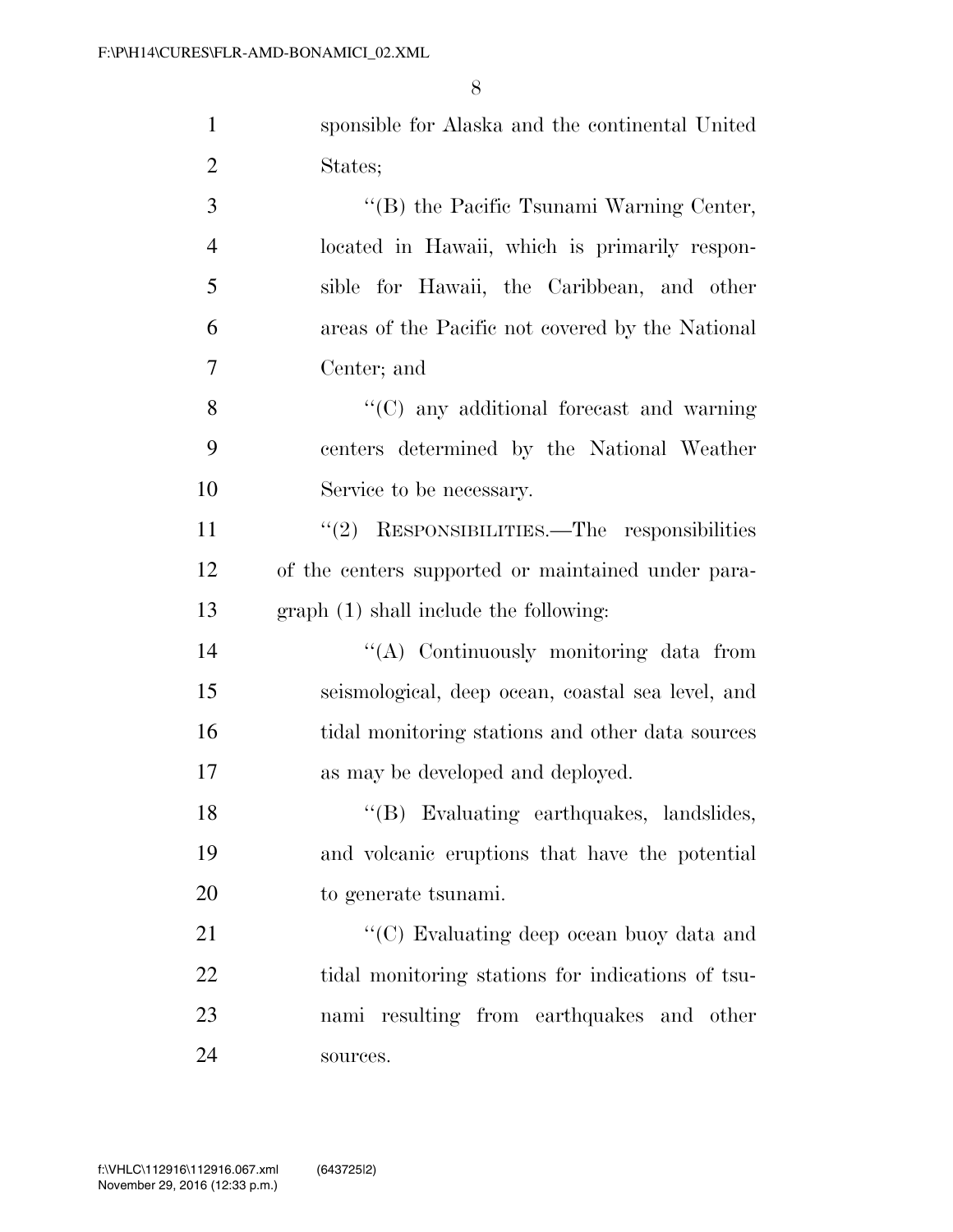sponsible for Alaska and the continental United States;

''(B) the Pacific Tsunami Warning Center, located in Hawaii, which is primarily responsible for Hawaii, the Caribbean, and other areas of the Pacific not covered by the National Center; and

''(C) any additional forecast and warning centers determined by the National Weather Service to be necessary.

''(2) RESPONSIBILITIES.—The responsibilities of the centers supported or maintained under paragraph (1) shall include the following:

''(A) Continuously monitoring data from seismological, deep ocean, coastal sea level, and tidal monitoring stations and other data sources as may be developed and deployed.

''(B) Evaluating earthquakes, landslides, and volcanic eruptions that have the potential to generate tsunami.

''(C) Evaluating deep ocean buoy data and tidal monitoring stations for indications of tsunami resulting from earthquakes and other sources.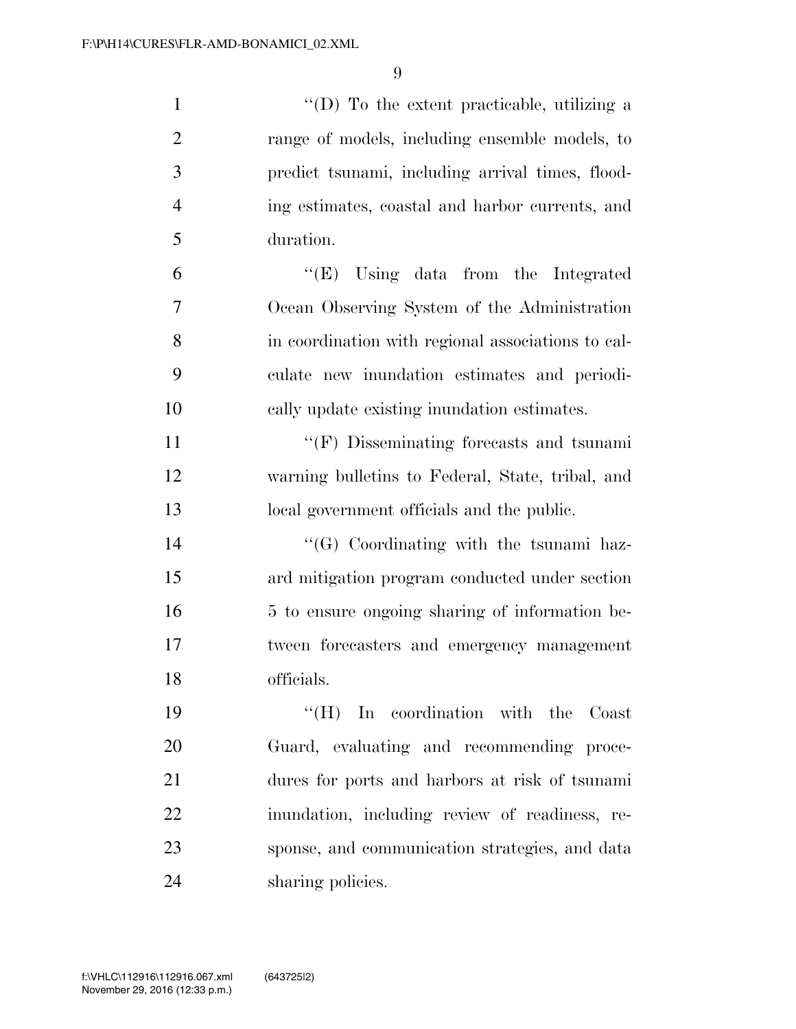''(D) To the extent practicable, utilizing a range of models, including ensemble models, to predict tsunami, including arrival times, flooding estimates, coastal and harbor currents, and duration.

''(E) Using data from the Integrated Ocean Observing System of the Administration in coordination with regional associations to calculate new inundation estimates and periodically update existing inundation estimates.

''(F) Disseminating forecasts and tsunami warning bulletins to Federal, State, tribal, and local government officials and the public.

''(G) Coordinating with the tsunami hazard mitigation program conducted under section 5 to ensure ongoing sharing of information between forecasters and emergency management officials.

''(H) In coordination with the Coast Guard, evaluating and recommending procedures for ports and harbors at risk of tsunami inundation, including review of readiness, response, and communication strategies, and data sharing policies.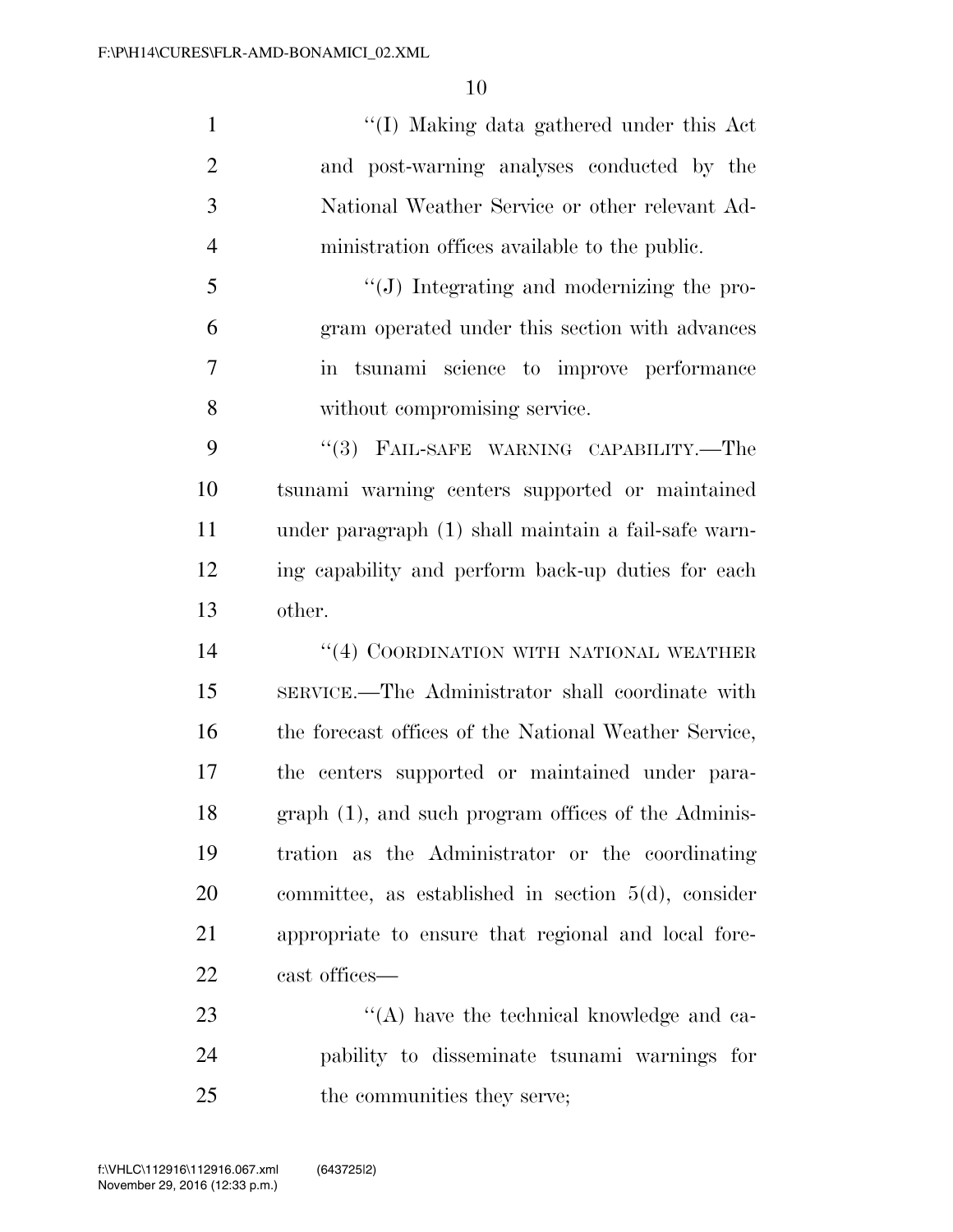"(I) Making data gathered under this Act and post-warning analyses conducted by the National Weather Service or other relevant Administration offices available to the public.

"(J) Integrating and modernizing the program operated under this section with advances in tsunami science to improve performance without compromising service.

"(3) FAIL-SAFE WARNING CAPABILITY.—The tsunami warning centers supported or maintained under paragraph (1) shall maintain a fail-safe warning capability and perform back-up duties for each other.

"(4) COORDINATION WITH NATIONAL WEATHER SERVICE.—The Administrator shall coordinate with the forecast offices of the National Weather Service, the centers supported or maintained under paragraph (1), and such program offices of the Administration as the Administrator or the coordinating committee, as established in section 5(d), consider appropriate to ensure that regional and local forecast offices—

"(A) have the technical knowledge and capability to disseminate tsunami warnings for the communities they serve;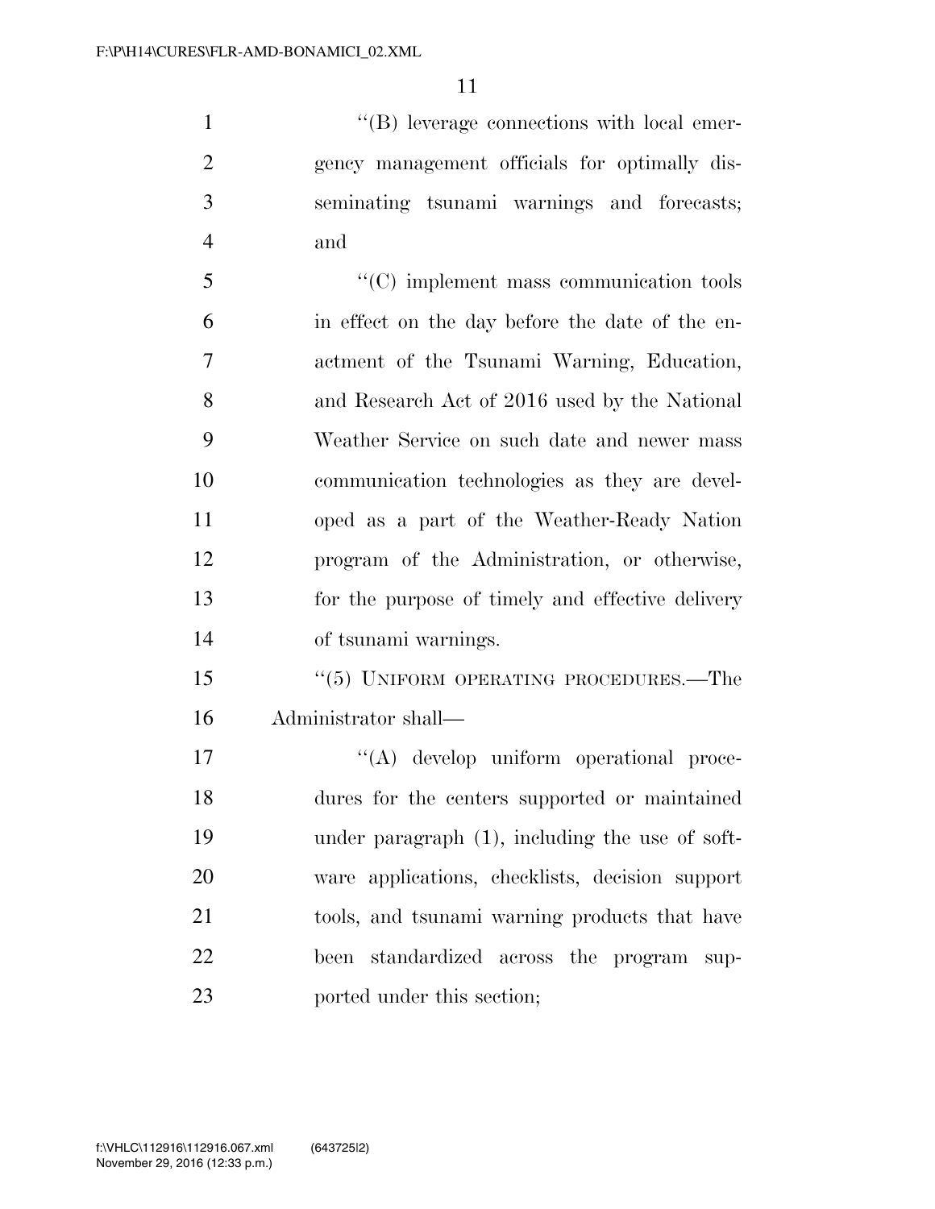''(B) leverage connections with local emergency management officials for optimally disseminating tsunami warnings and forecasts; and

''(C) implement mass communication tools in effect on the day before the date of the enactment of the Tsunami Warning, Education, and Research Act of 2016 used by the National Weather Service on such date and newer mass communication technologies as they are developed as a part of the Weather-Ready Nation program of the Administration, or otherwise, for the purpose of timely and effective delivery of tsunami warnings.

''(5) UNIFORM OPERATING PROCEDURES.—The Administrator shall—

''(A) develop uniform operational procedures for the centers supported or maintained under paragraph (1), including the use of software applications, checklists, decision support tools, and tsunami warning products that have been standardized across the program supported under this section;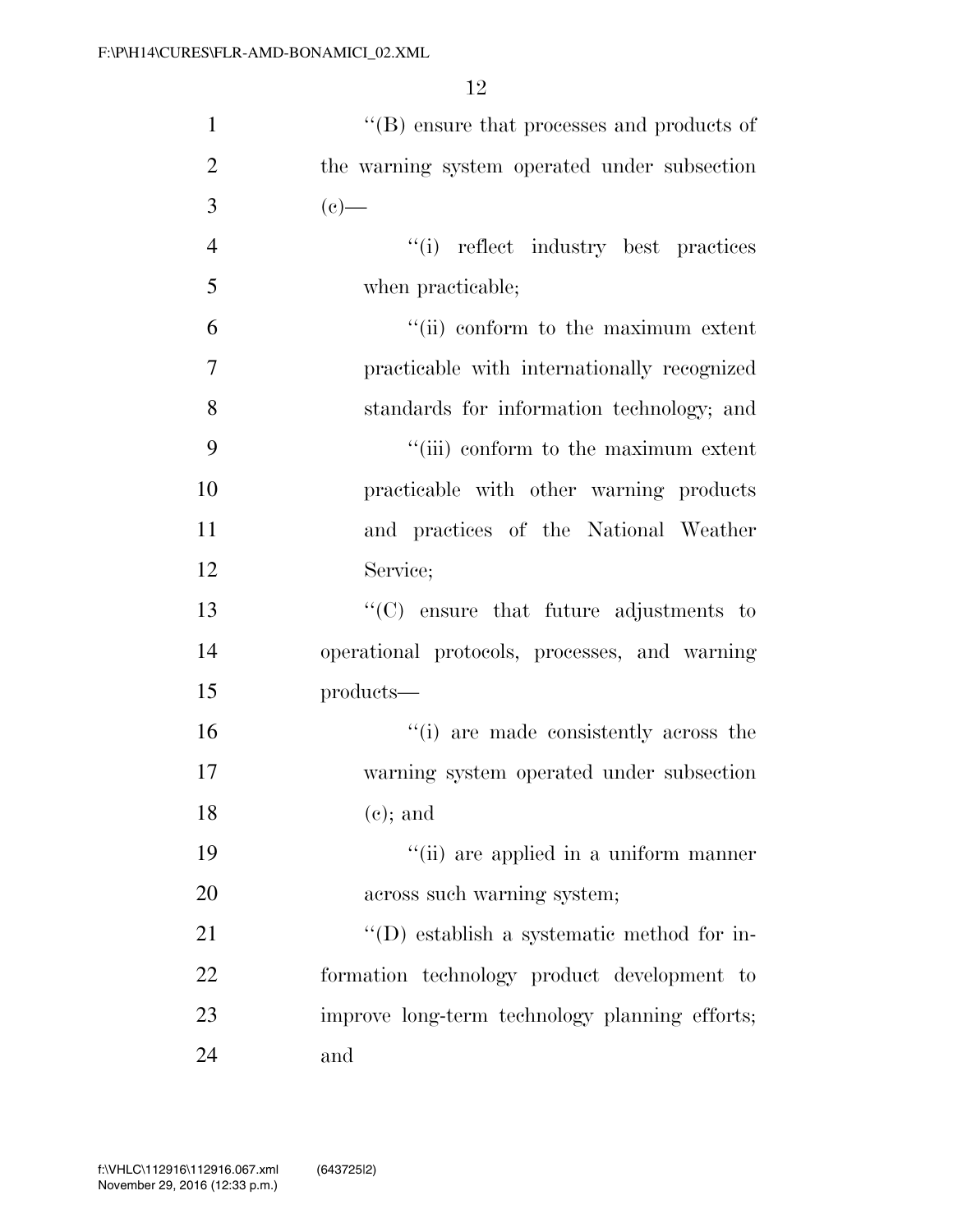''(B) ensure that processes and products of the warning system operated under subsection (c)—

''(i) reflect industry best practices when practicable;

''(ii) conform to the maximum extent practicable with internationally recognized standards for information technology; and

''(iii) conform to the maximum extent practicable with other warning products and practices of the National Weather Service;

''(C) ensure that future adjustments to operational protocols, processes, and warning products—

''(i) are made consistently across the warning system operated under subsection (c); and

''(ii) are applied in a uniform manner across such warning system;

''(D) establish a systematic method for information technology product development to improve long-term technology planning efforts; and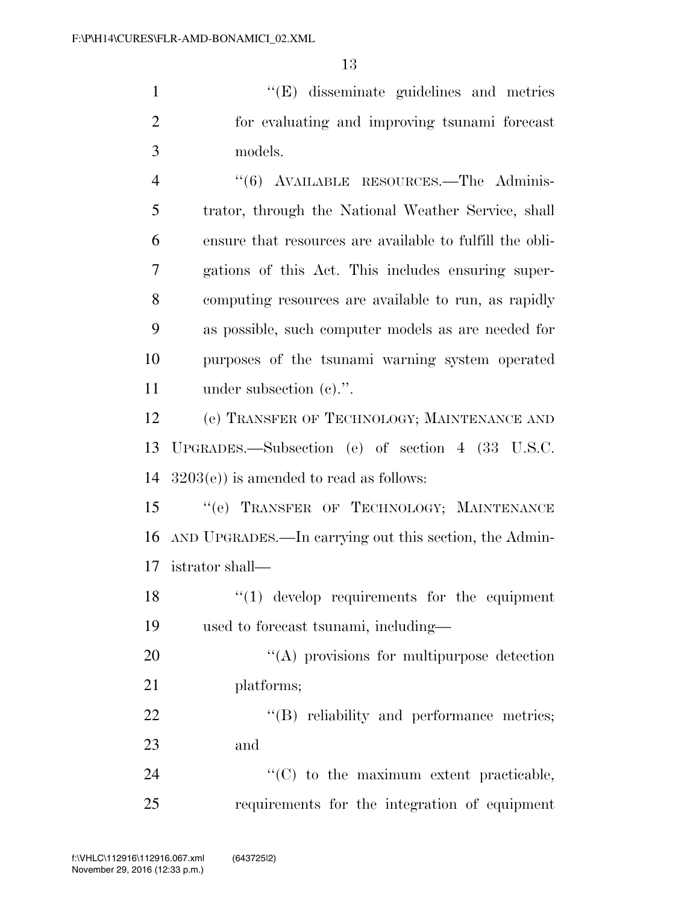''(E) disseminate guidelines and metrics for evaluating and improving tsunami forecast models.

''(6) AVAILABLE RESOURCES.—The Administrator, through the National Weather Service, shall ensure that resources are available to fulfill the obligations of this Act. This includes ensuring supercomputing resources are available to run, as rapidly as possible, such computer models as are needed for purposes of the tsunami warning system operated under subsection (c).''.

(e) TRANSFER OF TECHNOLOGY; MAINTENANCE AND UPGRADES.—Subsection (e) of section 4 (33 U.S.C. 3203(e)) is amended to read as follows:

''(e) TRANSFER OF TECHNOLOGY; MAINTENANCE AND UPGRADES.—In carrying out this section, the Administrator shall—

''(1) develop requirements for the equipment used to forecast tsunami, including—

''(A) provisions for multipurpose detection platforms;

''(B) reliability and performance metrics; and

''(C) to the maximum extent practicable, requirements for the integration of equipment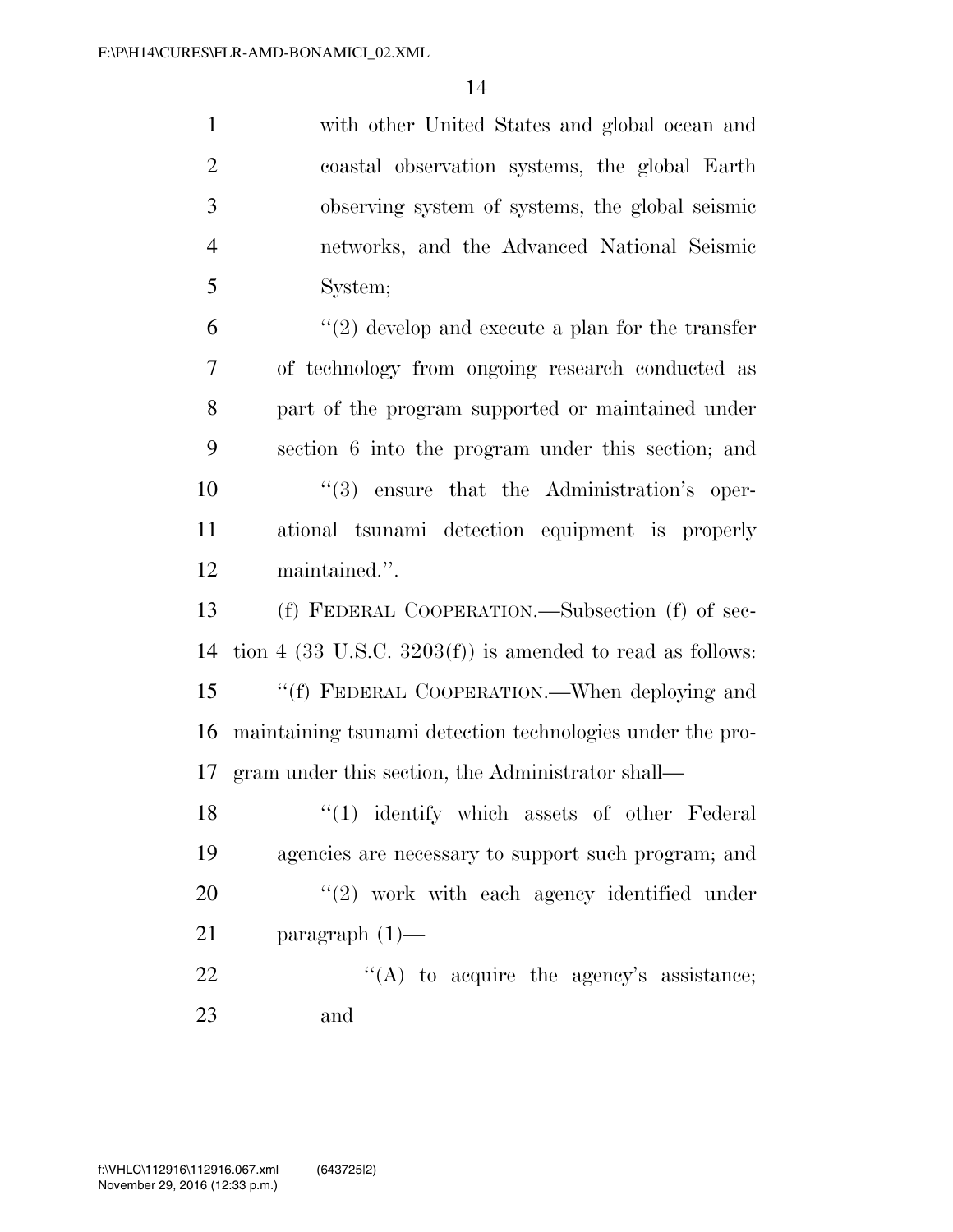with other United States and global ocean and coastal observation systems, the global Earth observing system of systems, the global seismic networks, and the Advanced National Seismic System;

"(2) develop and execute a plan for the transfer of technology from ongoing research conducted as part of the program supported or maintained under section 6 into the program under this section; and

"(3) ensure that the Administration's operational tsunami detection equipment is properly maintained.".

(f) FEDERAL COOPERATION.—Subsection (f) of section 4 (33 U.S.C. 3203(f)) is amended to read as follows:

"(f) FEDERAL COOPERATION.—When deploying and maintaining tsunami detection technologies under the program under this section, the Administrator shall—

"(1) identify which assets of other Federal agencies are necessary to support such program; and

"(2) work with each agency identified under paragraph (1)—

"(A) to acquire the agency's assistance; and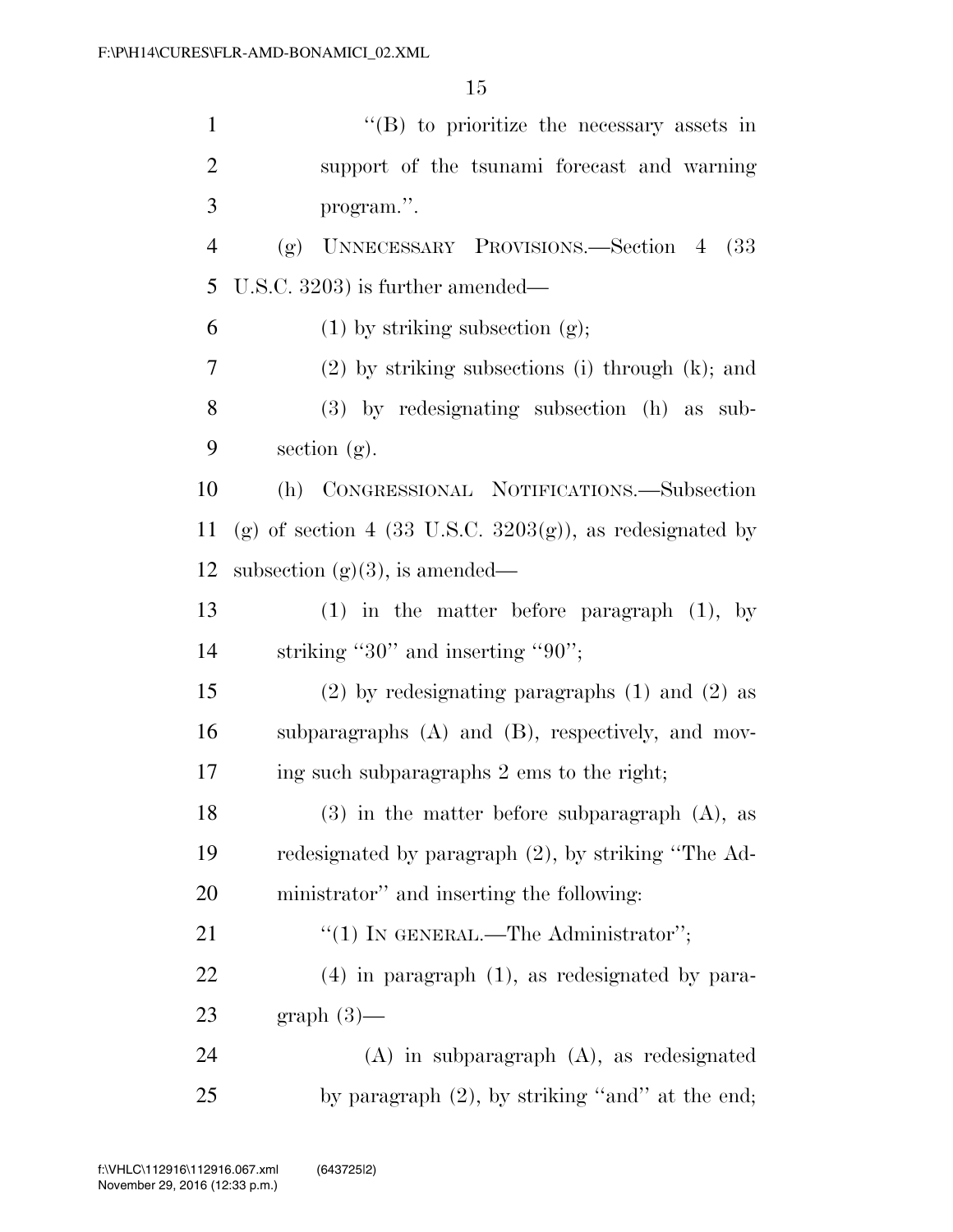"(B) to prioritize the necessary assets in support of the tsunami forecast and warning program.".

(g) UNNECESSARY PROVISIONS.—Section 4 (33 U.S.C. 3203) is further amended—

(1) by striking subsection (g);

(2) by striking subsections (i) through (k); and

(3) by redesignating subsection (h) as subsection (g).

(h) CONGRESSIONAL NOTIFICATIONS.—Subsection (g) of section 4 (33 U.S.C. 3203(g)), as redesignated by subsection (g)(3), is amended—

(1) in the matter before paragraph (1), by striking "30" and inserting "90";

(2) by redesignating paragraphs (1) and (2) as subparagraphs (A) and (B), respectively, and moving such subparagraphs 2 ems to the right;

(3) in the matter before subparagraph (A), as redesignated by paragraph (2), by striking "The Administrator" and inserting the following:

"(1) IN GENERAL.—The Administrator";

(4) in paragraph (1), as redesignated by paragraph (3)—

(A) in subparagraph (A), as redesignated by paragraph (2), by striking "and" at the end;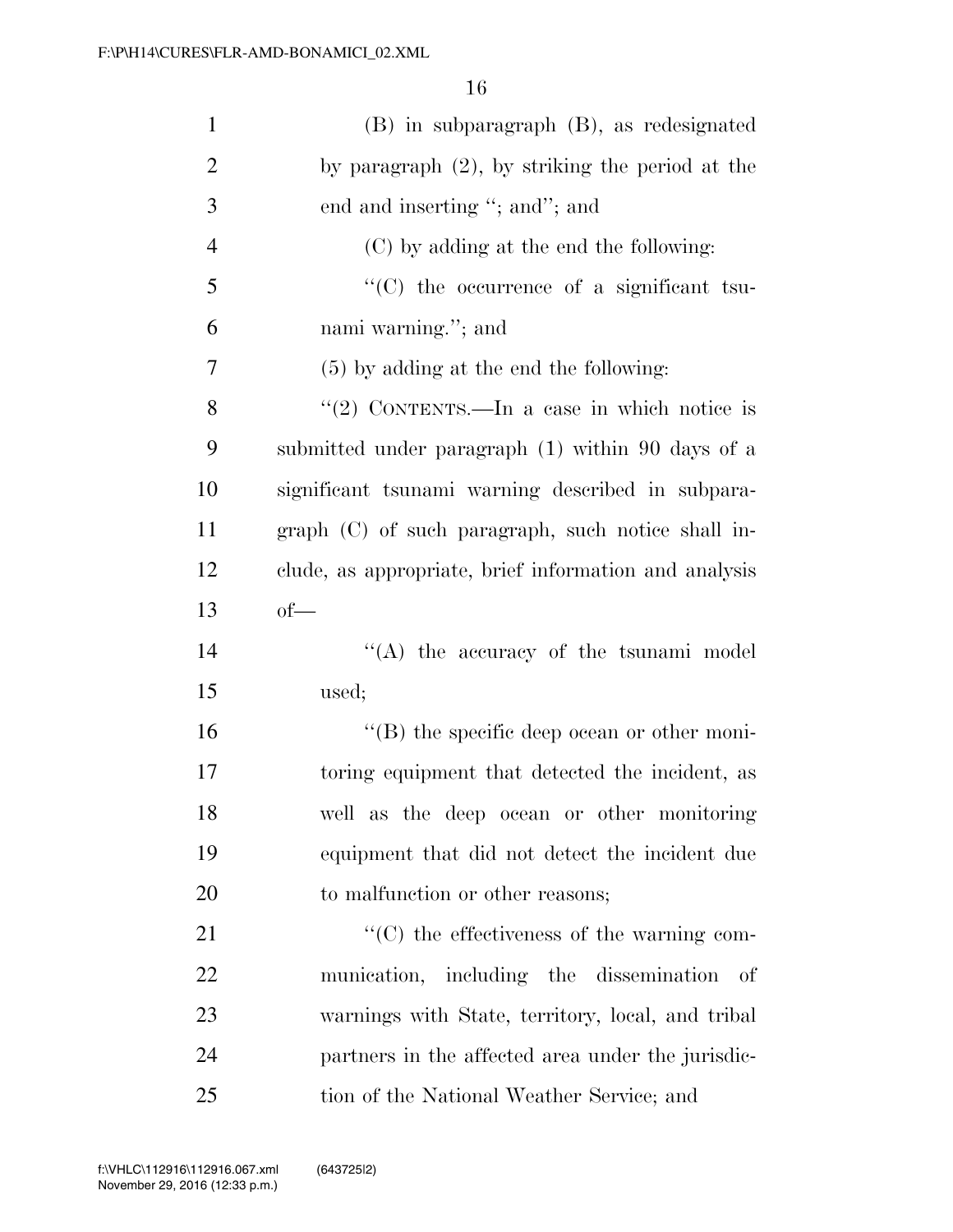(B) in subparagraph (B), as redesignated by paragraph (2), by striking the period at the end and inserting "; and"; and

(C) by adding at the end the following:

"(C) the occurrence of a significant tsunami warning."; and

(5) by adding at the end the following:

"(2) CONTENTS.—In a case in which notice is submitted under paragraph (1) within 90 days of a significant tsunami warning described in subparagraph (C) of such paragraph, such notice shall include, as appropriate, brief information and analysis of—

"(A) the accuracy of the tsunami model used;

"(B) the specific deep ocean or other monitoring equipment that detected the incident, as well as the deep ocean or other monitoring equipment that did not detect the incident due to malfunction or other reasons;

"(C) the effectiveness of the warning communication, including the dissemination of warnings with State, territory, local, and tribal partners in the affected area under the jurisdiction of the National Weather Service; and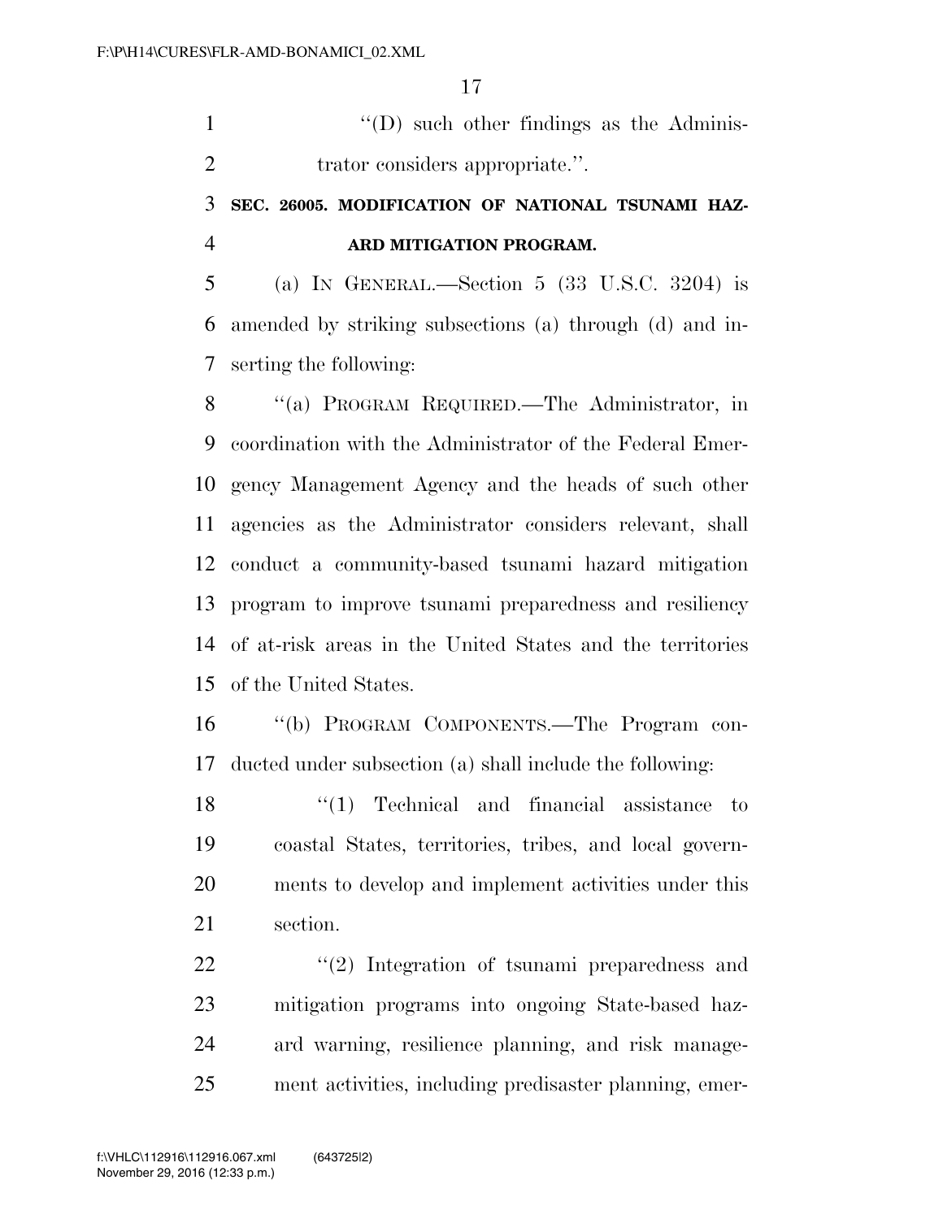"(D) such other findings as the Administrator considers appropriate.".

**SEC. 26005. MODIFICATION OF NATIONAL TSUNAMI HAZARD MITIGATION PROGRAM.**

(a) IN GENERAL.—Section 5 (33 U.S.C. 3204) is amended by striking subsections (a) through (d) and inserting the following:

"(a) PROGRAM REQUIRED.—The Administrator, in coordination with the Administrator of the Federal Emergency Management Agency and the heads of such other agencies as the Administrator considers relevant, shall conduct a community-based tsunami hazard mitigation program to improve tsunami preparedness and resiliency of at-risk areas in the United States and the territories of the United States.

"(b) PROGRAM COMPONENTS.—The Program conducted under subsection (a) shall include the following:

"(1) Technical and financial assistance to coastal States, territories, tribes, and local governments to develop and implement activities under this section.

"(2) Integration of tsunami preparedness and mitigation programs into ongoing State-based hazard warning, resilience planning, and risk management activities, including predisaster planning, emer-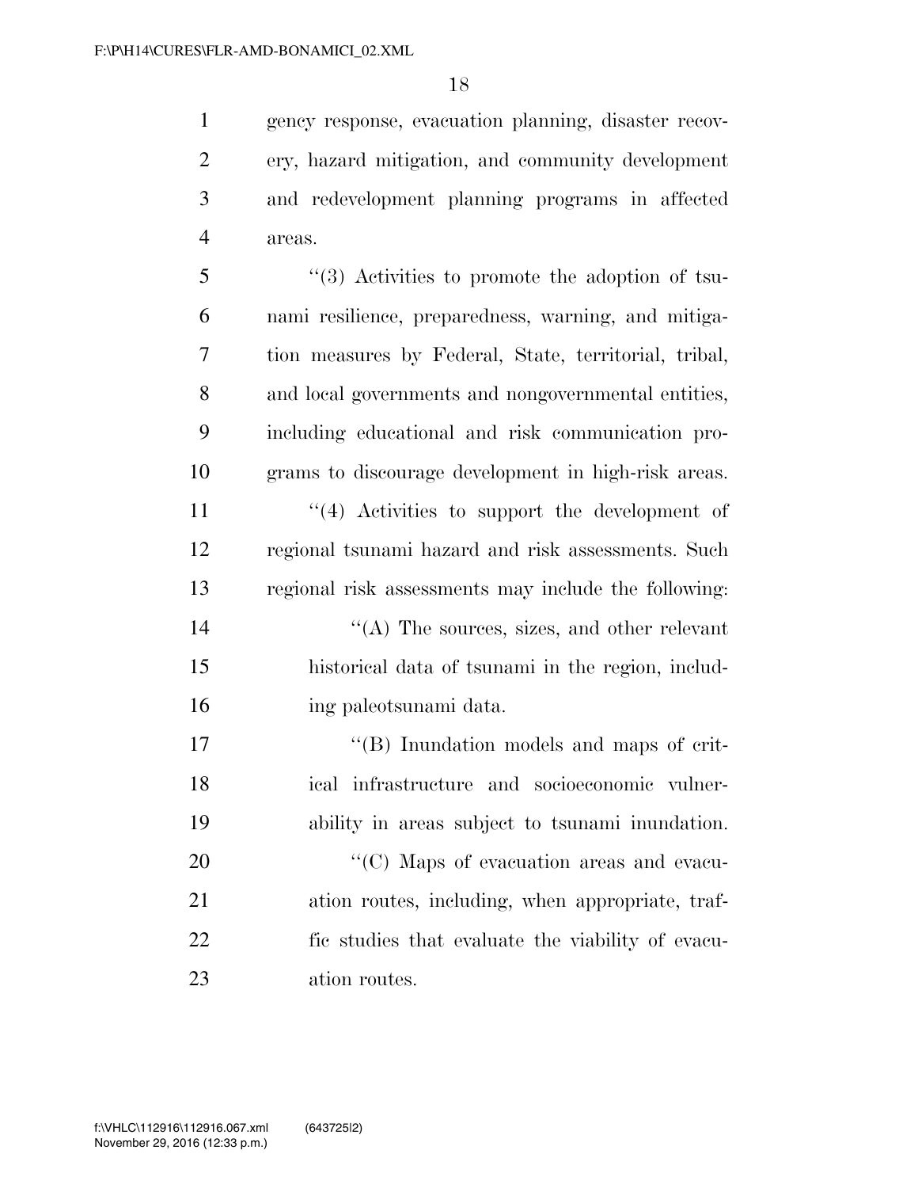gency response, evacuation planning, disaster recovery, hazard mitigation, and community development and redevelopment planning programs in affected areas.

"(3) Activities to promote the adoption of tsunami resilience, preparedness, warning, and mitigation measures by Federal, State, territorial, tribal, and local governments and nongovernmental entities, including educational and risk communication programs to discourage development in high-risk areas.

"(4) Activities to support the development of regional tsunami hazard and risk assessments. Such regional risk assessments may include the following:

"(A) The sources, sizes, and other relevant historical data of tsunami in the region, including paleotsunami data.

"(B) Inundation models and maps of critical infrastructure and socioeconomic vulnerability in areas subject to tsunami inundation.

"(C) Maps of evacuation areas and evacuation routes, including, when appropriate, traffic studies that evaluate the viability of evacuation routes.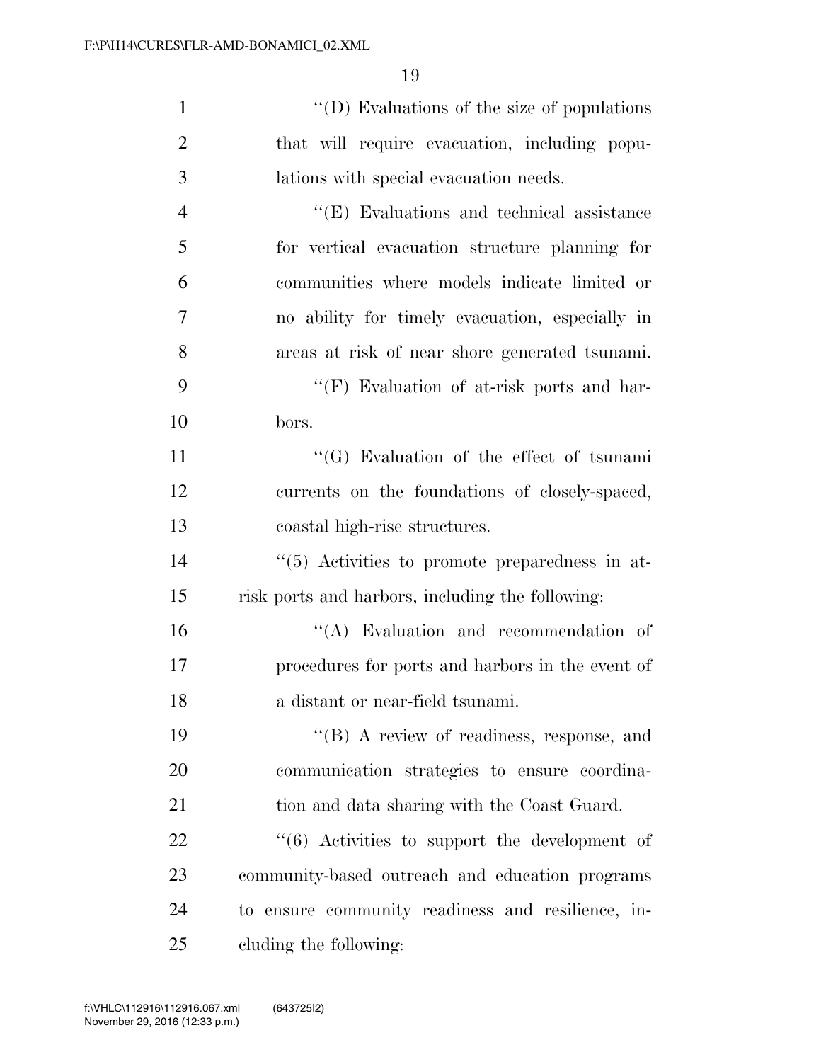''(D) Evaluations of the size of populations that will require evacuation, including populations with special evacuation needs.

''(E) Evaluations and technical assistance for vertical evacuation structure planning for communities where models indicate limited or no ability for timely evacuation, especially in areas at risk of near shore generated tsunami.

''(F) Evaluation of at-risk ports and harbors.

''(G) Evaluation of the effect of tsunami currents on the foundations of closely-spaced, coastal high-rise structures.

''(5) Activities to promote preparedness in at-risk ports and harbors, including the following:

''(A) Evaluation and recommendation of procedures for ports and harbors in the event of a distant or near-field tsunami.

''(B) A review of readiness, response, and communication strategies to ensure coordination and data sharing with the Coast Guard.

''(6) Activities to support the development of community-based outreach and education programs to ensure community readiness and resilience, including the following: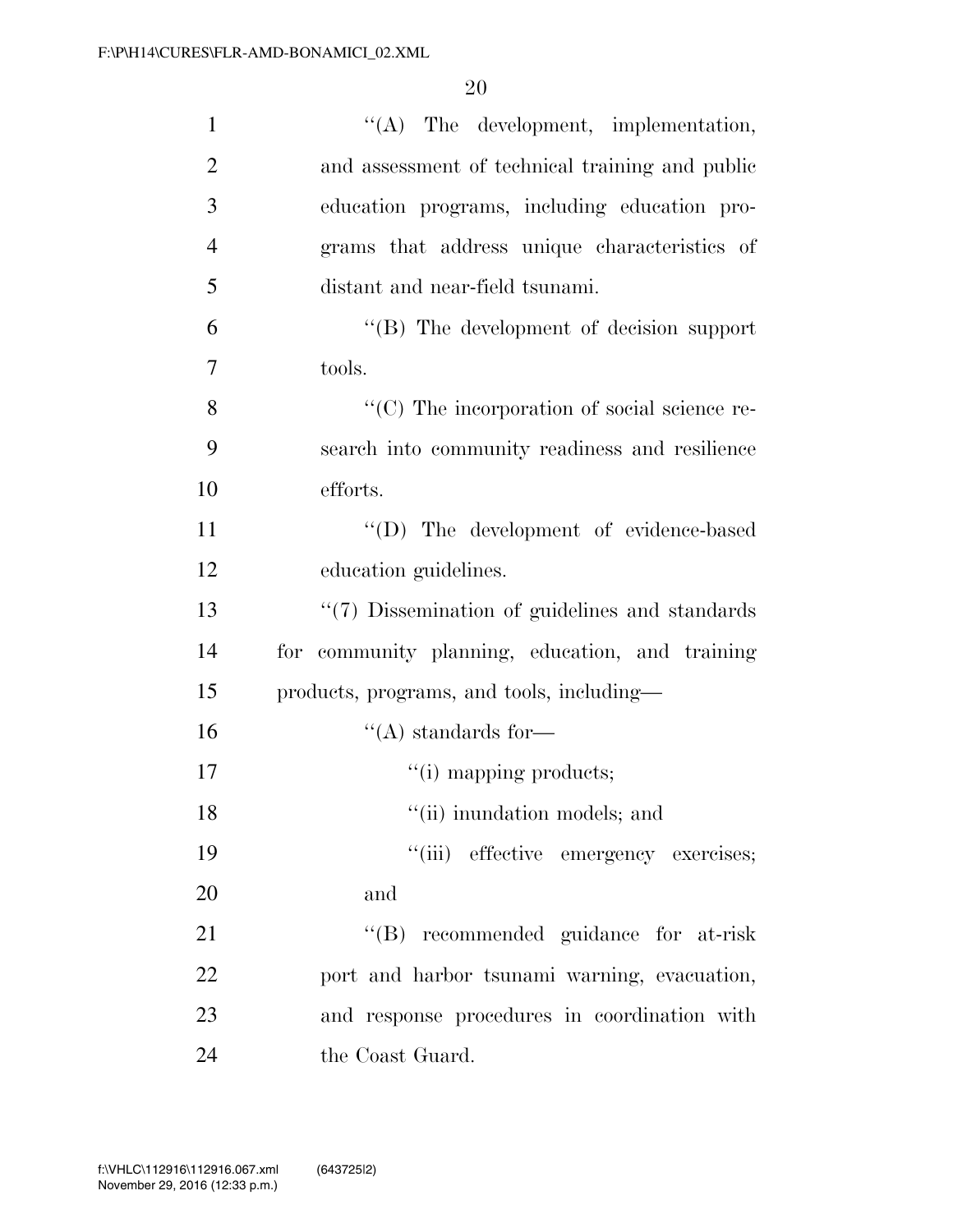''(A) The development, implementation, and assessment of technical training and public education programs, including education programs that address unique characteristics of distant and near-field tsunami.

''(B) The development of decision support tools.

''(C) The incorporation of social science research into community readiness and resilience efforts.

''(D) The development of evidence-based education guidelines.

''(7) Dissemination of guidelines and standards for community planning, education, and training products, programs, and tools, including—

''(A) standards for—

''(i) mapping products;

''(ii) inundation models; and

''(iii) effective emergency exercises; and

''(B) recommended guidance for at-risk port and harbor tsunami warning, evacuation, and response procedures in coordination with the Coast Guard.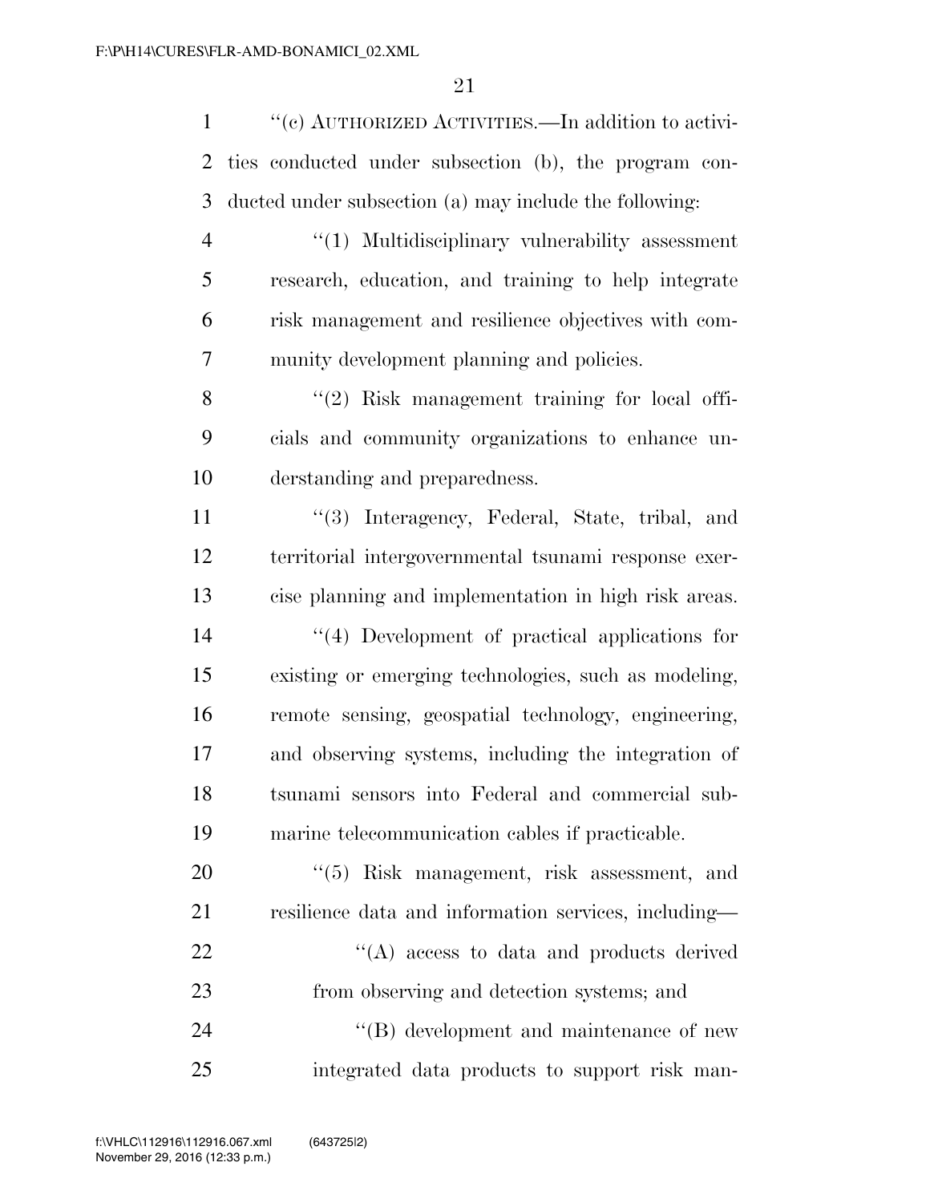"(c) AUTHORIZED ACTIVITIES.—In addition to activities conducted under subsection (b), the program conducted under subsection (a) may include the following:

"(1) Multidisciplinary vulnerability assessment research, education, and training to help integrate risk management and resilience objectives with community development planning and policies.

"(2) Risk management training for local officials and community organizations to enhance understanding and preparedness.

"(3) Interagency, Federal, State, tribal, and territorial intergovernmental tsunami response exercise planning and implementation in high risk areas.

"(4) Development of practical applications for existing or emerging technologies, such as modeling, remote sensing, geospatial technology, engineering, and observing systems, including the integration of tsunami sensors into Federal and commercial submarine telecommunication cables if practicable.

"(5) Risk management, risk assessment, and resilience data and information services, including—

"(A) access to data and products derived from observing and detection systems; and

"(B) development and maintenance of new integrated data products to support risk man-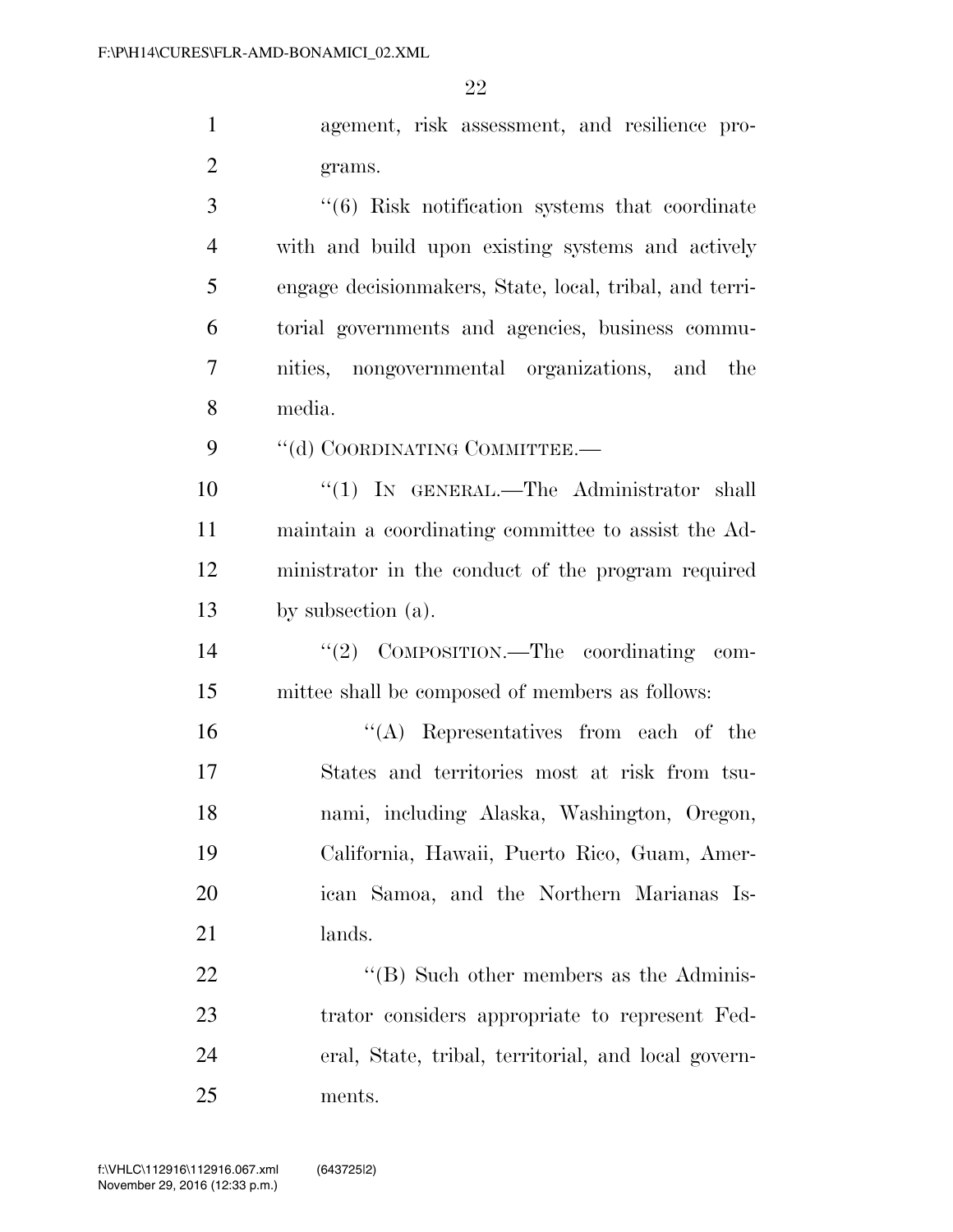agement, risk assessment, and resilience programs.

''(6) Risk notification systems that coordinate with and build upon existing systems and actively engage decisionmakers, State, local, tribal, and territorial governments and agencies, business communities, nongovernmental organizations, and the media.

''(d) COORDINATING COMMITTEE.—

''(1) IN GENERAL.—The Administrator shall maintain a coordinating committee to assist the Administrator in the conduct of the program required by subsection (a).

''(2) COMPOSITION.—The coordinating committee shall be composed of members as follows:

''(A) Representatives from each of the States and territories most at risk from tsunami, including Alaska, Washington, Oregon, California, Hawaii, Puerto Rico, Guam, American Samoa, and the Northern Marianas Islands.

''(B) Such other members as the Administrator considers appropriate to represent Federal, State, tribal, territorial, and local governments.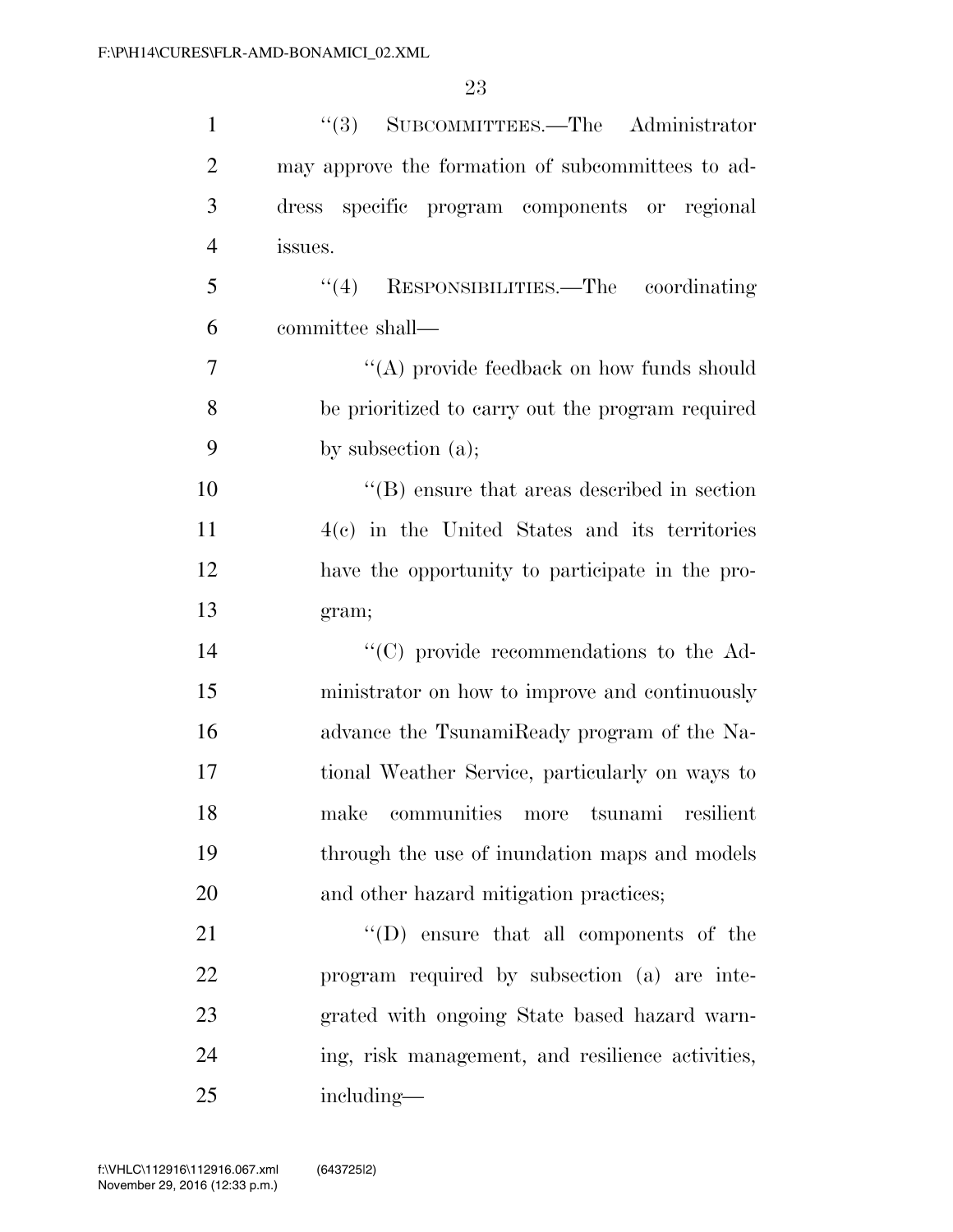"(3) SUBCOMMITTEES.—The Administrator may approve the formation of subcommittees to address specific program components or regional issues.

"(4) RESPONSIBILITIES.—The coordinating committee shall—

"(A) provide feedback on how funds should be prioritized to carry out the program required by subsection (a);

"(B) ensure that areas described in section 4(c) in the United States and its territories have the opportunity to participate in the program;

"(C) provide recommendations to the Administrator on how to improve and continuously advance the TsunamiReady program of the National Weather Service, particularly on ways to make communities more tsunami resilient through the use of inundation maps and models and other hazard mitigation practices;

"(D) ensure that all components of the program required by subsection (a) are integrated with ongoing State based hazard warning, risk management, and resilience activities, including—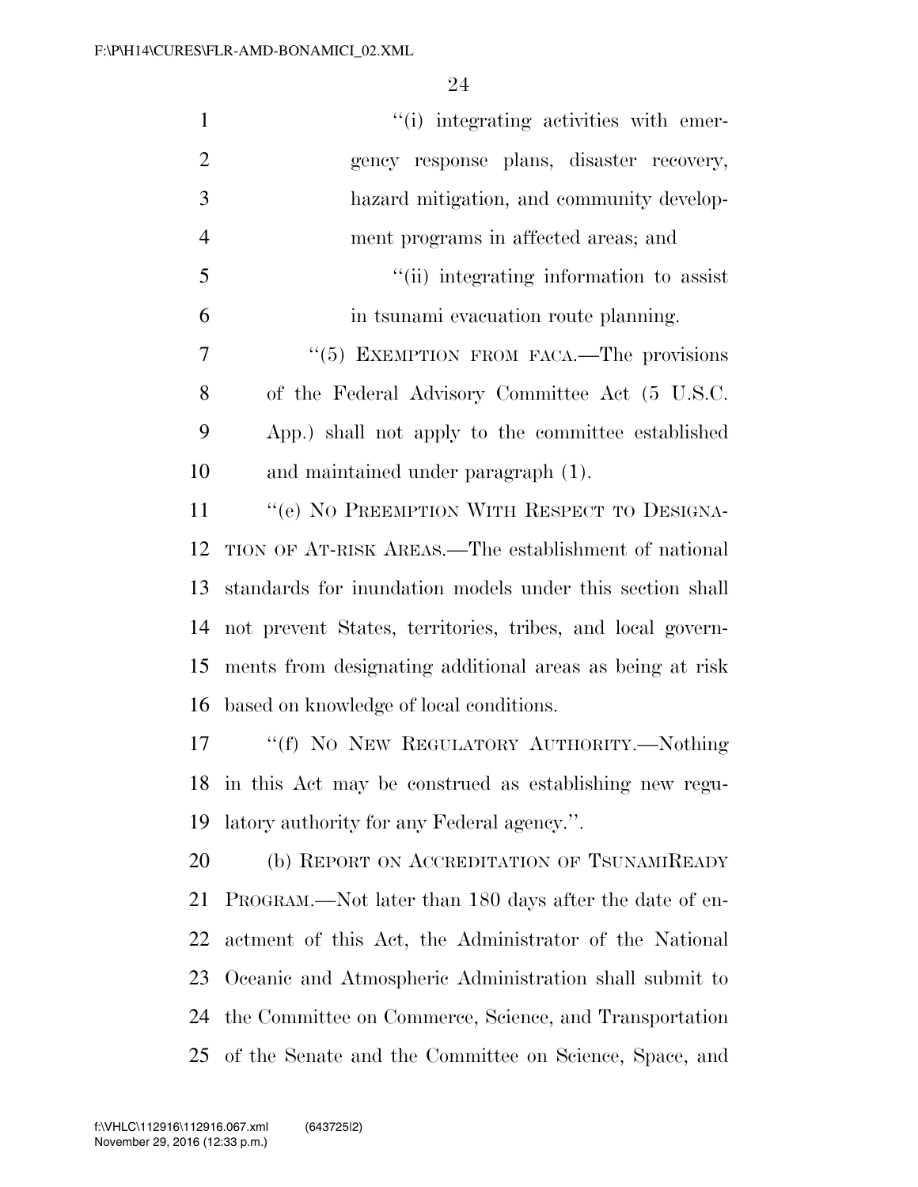"(i) integrating activities with emergency response plans, disaster recovery, hazard mitigation, and community development programs in affected areas; and

"(ii) integrating information to assist in tsunami evacuation route planning.

"(5) EXEMPTION FROM FACA.—The provisions of the Federal Advisory Committee Act (5 U.S.C. App.) shall not apply to the committee established and maintained under paragraph (1).

"(e) NO PREEMPTION WITH RESPECT TO DESIGNATION OF AT-RISK AREAS.—The establishment of national standards for inundation models under this section shall not prevent States, territories, tribes, and local governments from designating additional areas as being at risk based on knowledge of local conditions.

"(f) NO NEW REGULATORY AUTHORITY.—Nothing in this Act may be construed as establishing new regulatory authority for any Federal agency.".

(b) REPORT ON ACCREDITATION OF TSUNAMIREADY PROGRAM.—Not later than 180 days after the date of enactment of this Act, the Administrator of the National Oceanic and Atmospheric Administration shall submit to the Committee on Commerce, Science, and Transportation of the Senate and the Committee on Science, Space, and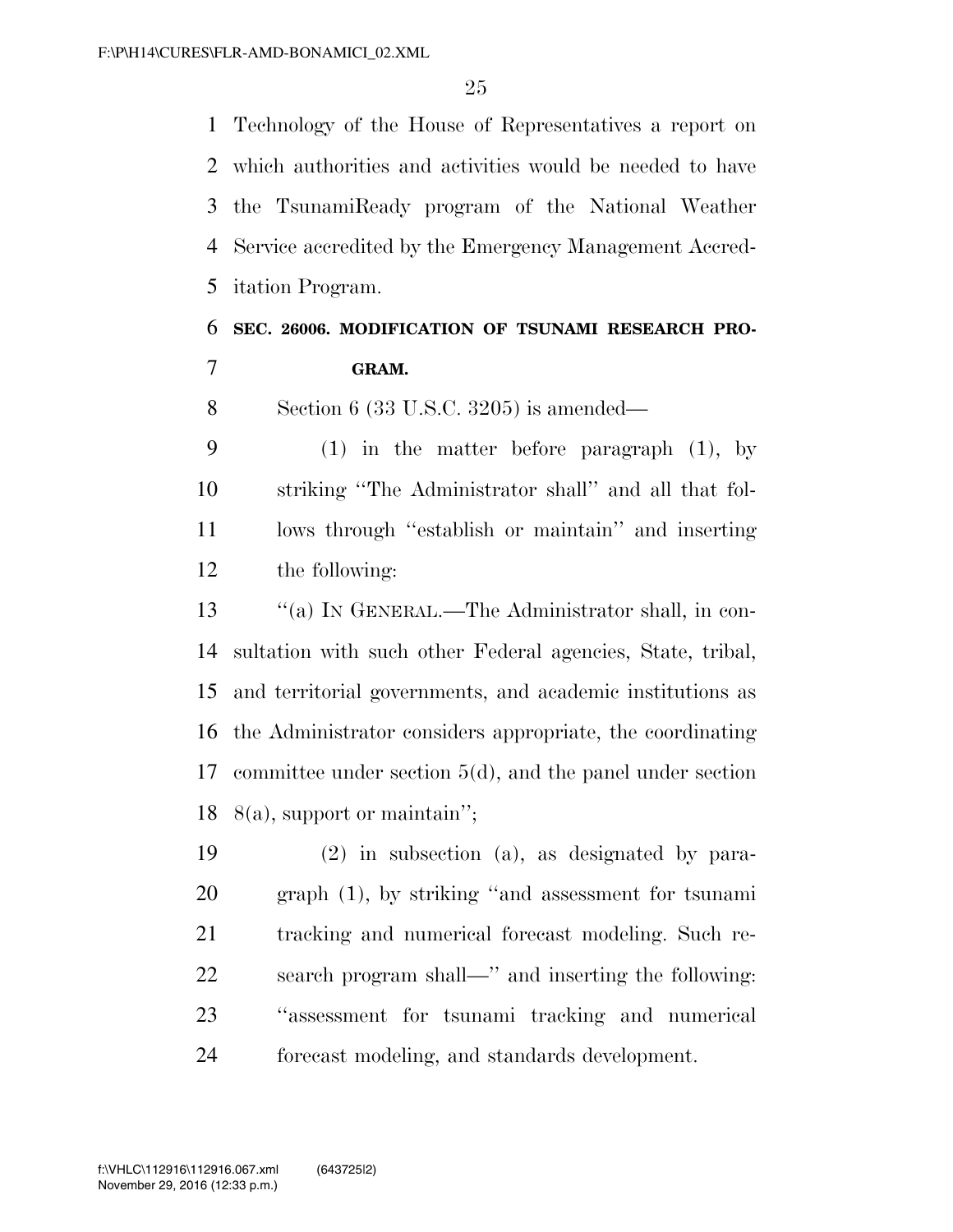Technology of the House of Representatives a report on which authorities and activities would be needed to have the TsunamiReady program of the National Weather Service accredited by the Emergency Management Accreditation Program.

**SEC. 26006. MODIFICATION OF TSUNAMI RESEARCH PROGRAM.**

Section 6 (33 U.S.C. 3205) is amended—

(1) in the matter before paragraph (1), by striking "The Administrator shall" and all that follows through "establish or maintain" and inserting the following:

"(a) IN GENERAL.—The Administrator shall, in consultation with such other Federal agencies, State, tribal, and territorial governments, and academic institutions as the Administrator considers appropriate, the coordinating committee under section 5(d), and the panel under section 8(a), support or maintain";

(2) in subsection (a), as designated by paragraph (1), by striking "and assessment for tsunami tracking and numerical forecast modeling. Such research program shall—" and inserting the following: "assessment for tsunami tracking and numerical forecast modeling, and standards development.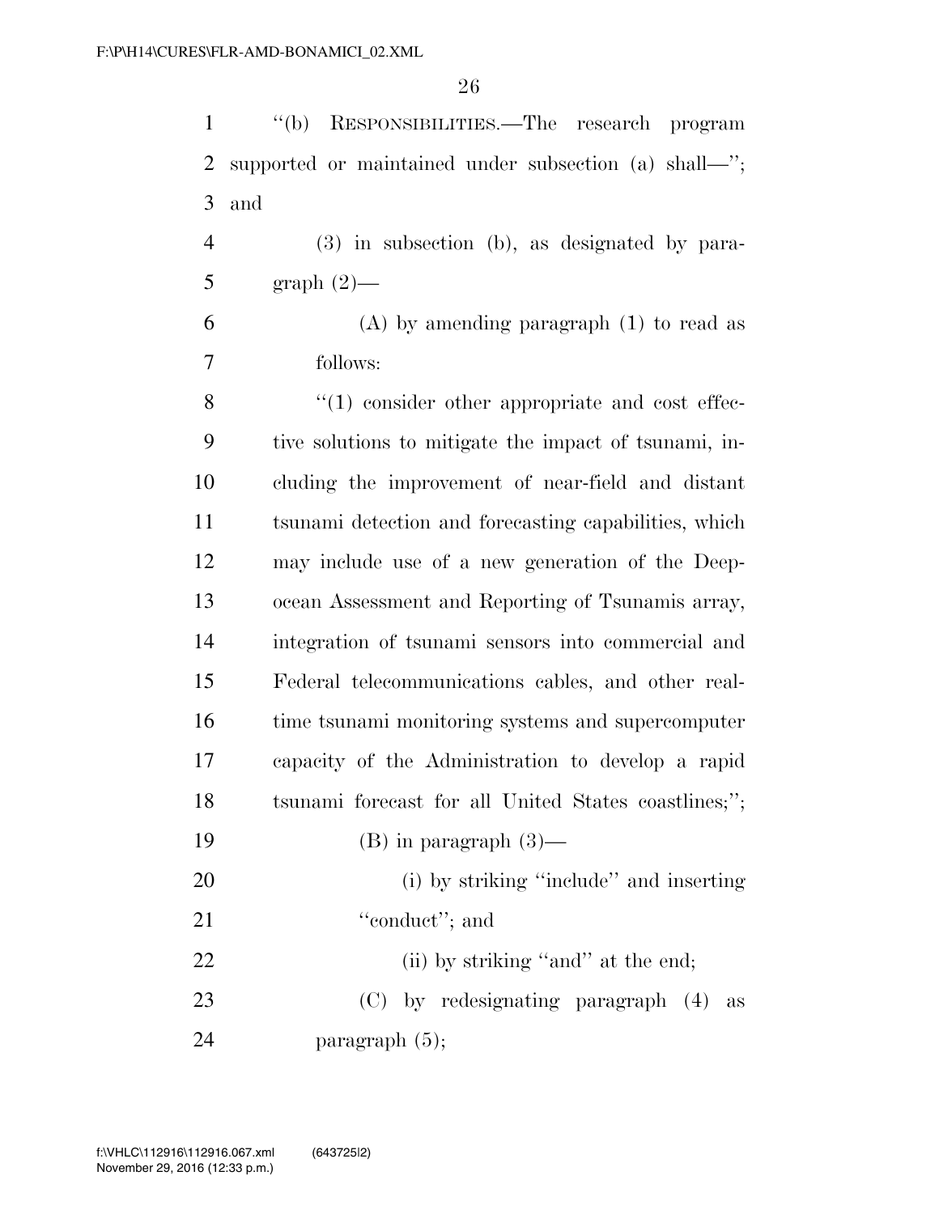''(b) RESPONSIBILITIES.—The research program supported or maintained under subsection (a) shall—''; and

(3) in subsection (b), as designated by paragraph (2)—

(A) by amending paragraph (1) to read as follows:

''(1) consider other appropriate and cost effective solutions to mitigate the impact of tsunami, including the improvement of near-field and distant tsunami detection and forecasting capabilities, which may include use of a new generation of the Deep-ocean Assessment and Reporting of Tsunamis array, integration of tsunami sensors into commercial and Federal telecommunications cables, and other real-time tsunami monitoring systems and supercomputer capacity of the Administration to develop a rapid tsunami forecast for all United States coastlines;'';

(B) in paragraph (3)—

(i) by striking ''include'' and inserting ''conduct''; and

(ii) by striking ''and'' at the end;

(C) by redesignating paragraph (4) as paragraph (5);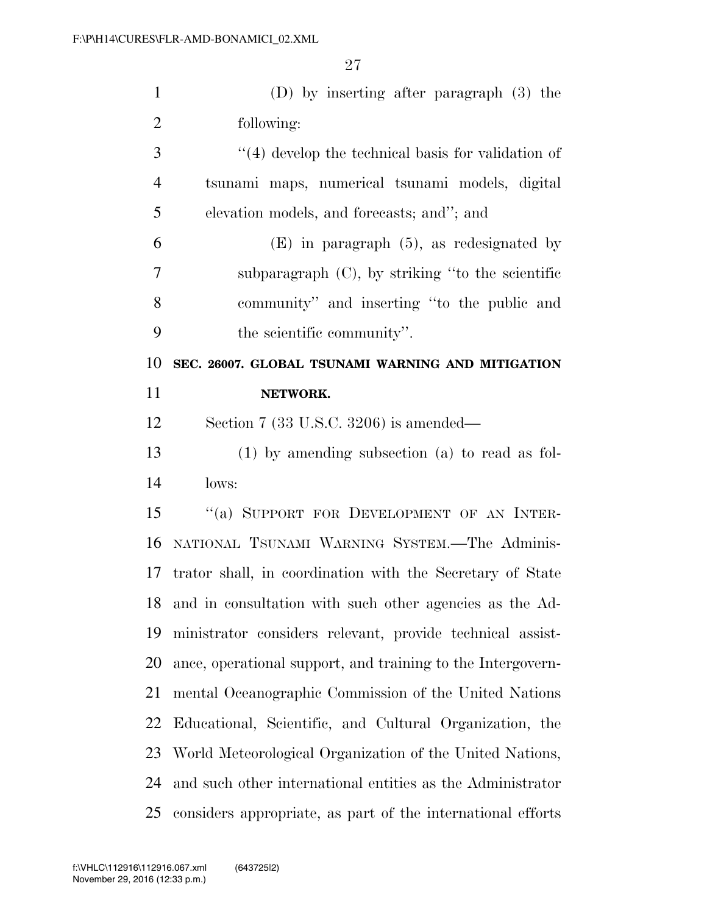(D) by inserting after paragraph (3) the following:

"(4) develop the technical basis for validation of tsunami maps, numerical tsunami models, digital elevation models, and forecasts; and"; and

(E) in paragraph (5), as redesignated by subparagraph (C), by striking "to the scientific community" and inserting "to the public and the scientific community".

**SEC. 26007. GLOBAL TSUNAMI WARNING AND MITIGATION NETWORK.**

Section 7 (33 U.S.C. 3206) is amended—

(1) by amending subsection (a) to read as follows:

"(a) SUPPORT FOR DEVELOPMENT OF AN INTERNATIONAL TSUNAMI WARNING SYSTEM.—The Administrator shall, in coordination with the Secretary of State and in consultation with such other agencies as the Administrator considers relevant, provide technical assistance, operational support, and training to the Intergovernmental Oceanographic Commission of the United Nations Educational, Scientific, and Cultural Organization, the World Meteorological Organization of the United Nations, and such other international entities as the Administrator considers appropriate, as part of the international efforts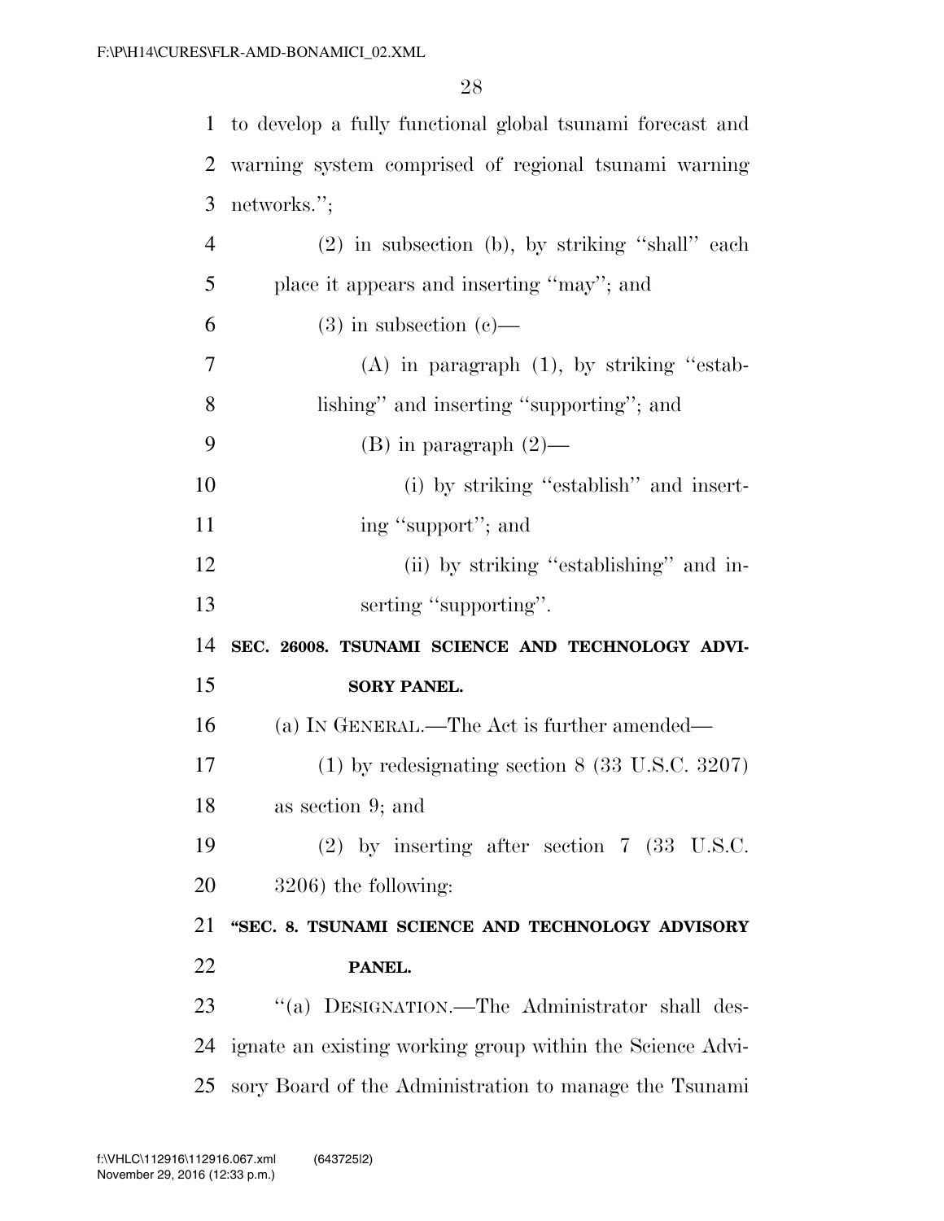to develop a fully functional global tsunami forecast and warning system comprised of regional tsunami warning networks.'';

(2) in subsection (b), by striking ''shall'' each place it appears and inserting ''may''; and

(3) in subsection (c)—

(A) in paragraph (1), by striking ''establishing'' and inserting ''supporting''; and

(B) in paragraph (2)—

(i) by striking ''establish'' and inserting ''support''; and

(ii) by striking ''establishing'' and inserting ''supporting''.

**SEC. 26008. TSUNAMI SCIENCE AND TECHNOLOGY ADVISORY PANEL.**

(a) IN GENERAL.—The Act is further amended—

(1) by redesignating section 8 (33 U.S.C. 3207) as section 9; and

(2) by inserting after section 7 (33 U.S.C. 3206) the following:

**''SEC. 8. TSUNAMI SCIENCE AND TECHNOLOGY ADVISORY PANEL.**

''(a) DESIGNATION.—The Administrator shall designate an existing working group within the Science Advisory Board of the Administration to manage the Tsunami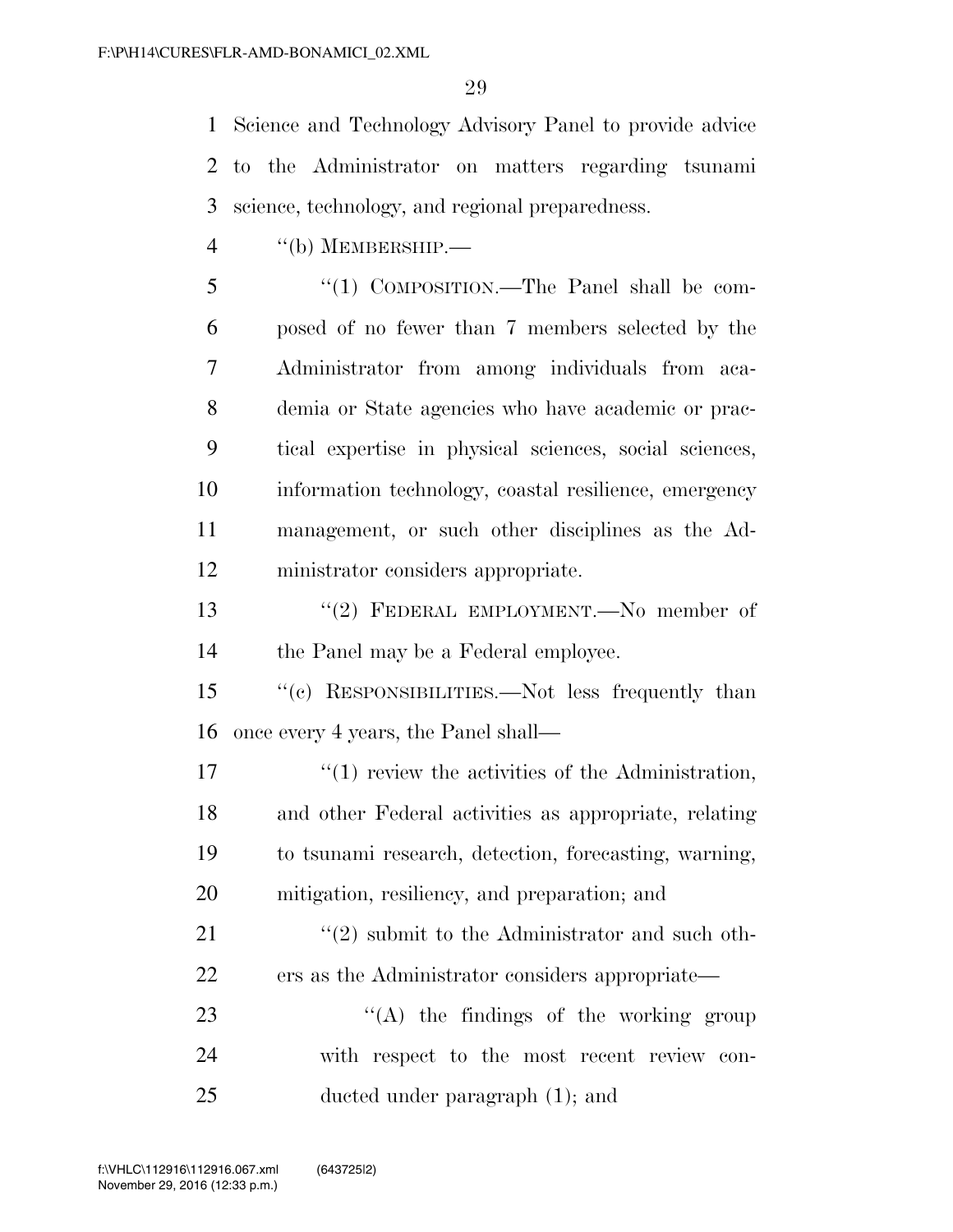Science and Technology Advisory Panel to provide advice to the Administrator on matters regarding tsunami science, technology, and regional preparedness.

''(b) MEMBERSHIP.—

''(1) COMPOSITION.—The Panel shall be composed of no fewer than 7 members selected by the Administrator from among individuals from academia or State agencies who have academic or practical expertise in physical sciences, social sciences, information technology, coastal resilience, emergency management, or such other disciplines as the Administrator considers appropriate.

''(2) FEDERAL EMPLOYMENT.—No member of the Panel may be a Federal employee.

''(c) RESPONSIBILITIES.—Not less frequently than once every 4 years, the Panel shall—

''(1) review the activities of the Administration, and other Federal activities as appropriate, relating to tsunami research, detection, forecasting, warning, mitigation, resiliency, and preparation; and

''(2) submit to the Administrator and such others as the Administrator considers appropriate—

''(A) the findings of the working group with respect to the most recent review conducted under paragraph (1); and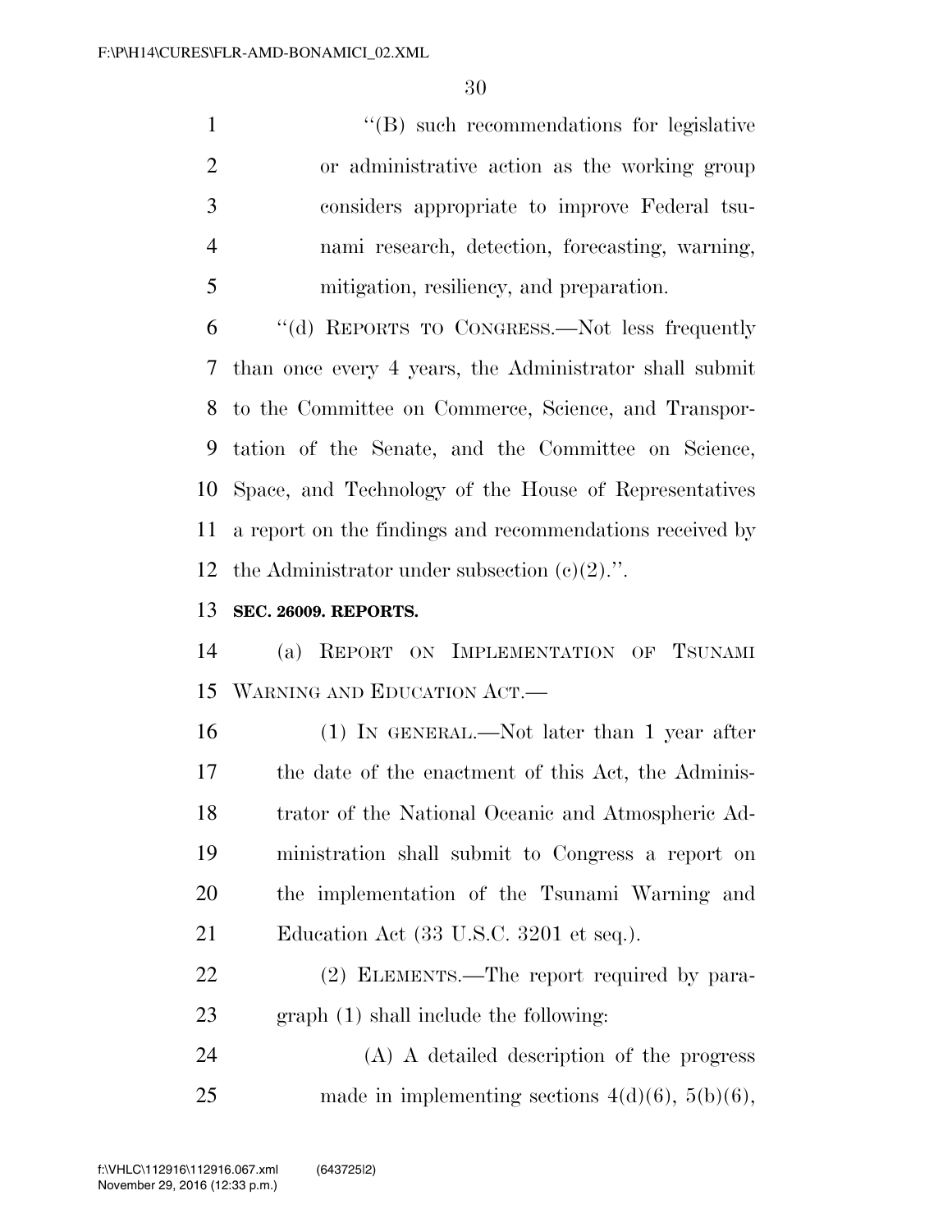"(B) such recommendations for legislative or administrative action as the working group considers appropriate to improve Federal tsunami research, detection, forecasting, warning, mitigation, resiliency, and preparation.

"(d) REPORTS TO CONGRESS.—Not less frequently than once every 4 years, the Administrator shall submit to the Committee on Commerce, Science, and Transportation of the Senate, and the Committee on Science, Space, and Technology of the House of Representatives a report on the findings and recommendations received by the Administrator under subsection (c)(2).".

**SEC. 26009. REPORTS.**

(a) REPORT ON IMPLEMENTATION OF TSUNAMI WARNING AND EDUCATION ACT.—

(1) IN GENERAL.—Not later than 1 year after the date of the enactment of this Act, the Administrator of the National Oceanic and Atmospheric Administration shall submit to Congress a report on the implementation of the Tsunami Warning and Education Act (33 U.S.C. 3201 et seq.).

(2) ELEMENTS.—The report required by paragraph (1) shall include the following:

(A) A detailed description of the progress made in implementing sections 4(d)(6), 5(b)(6),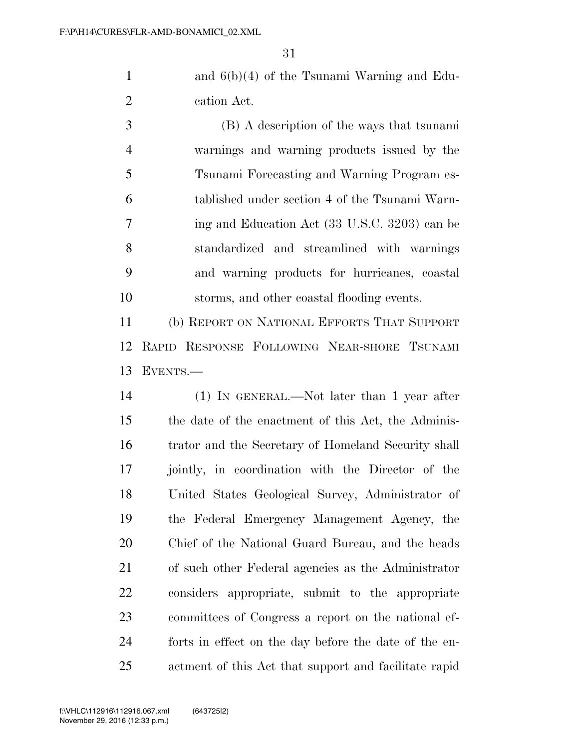and 6(b)(4) of the Tsunami Warning and Education Act.

(B) A description of the ways that tsunami warnings and warning products issued by the Tsunami Forecasting and Warning Program established under section 4 of the Tsunami Warning and Education Act (33 U.S.C. 3203) can be standardized and streamlined with warnings and warning products for hurricanes, coastal storms, and other coastal flooding events.

(b) REPORT ON NATIONAL EFFORTS THAT SUPPORT RAPID RESPONSE FOLLOWING NEAR-SHORE TSUNAMI EVENTS.—

(1) IN GENERAL.—Not later than 1 year after the date of the enactment of this Act, the Administrator and the Secretary of Homeland Security shall jointly, in coordination with the Director of the United States Geological Survey, Administrator of the Federal Emergency Management Agency, the Chief of the National Guard Bureau, and the heads of such other Federal agencies as the Administrator considers appropriate, submit to the appropriate committees of Congress a report on the national efforts in effect on the day before the date of the enactment of this Act that support and facilitate rapid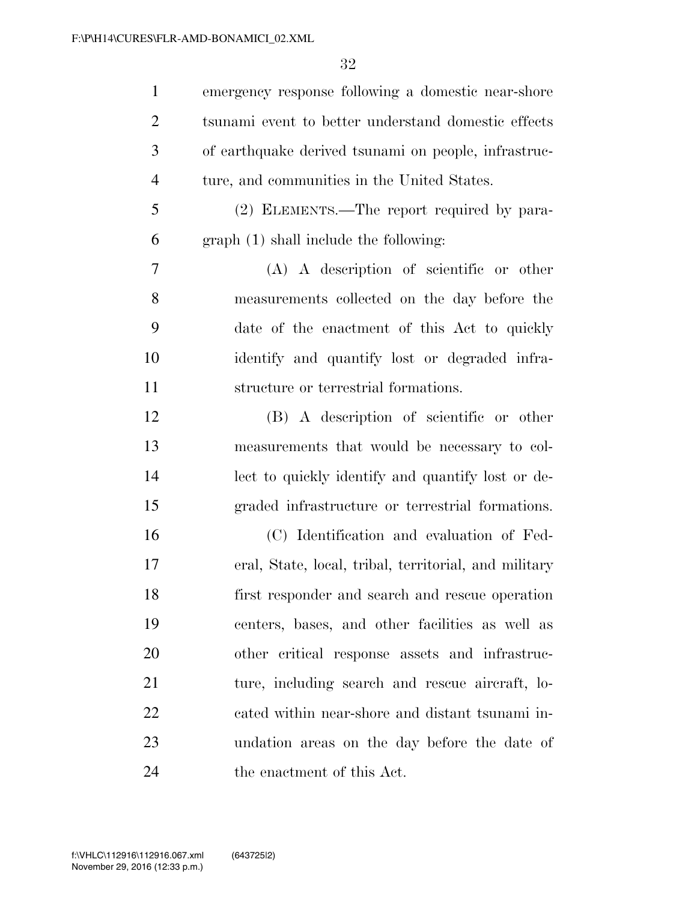emergency response following a domestic near-shore tsunami event to better understand domestic effects of earthquake derived tsunami on people, infrastructure, and communities in the United States.

(2) ELEMENTS.—The report required by paragraph (1) shall include the following:

(A) A description of scientific or other measurements collected on the day before the date of the enactment of this Act to quickly identify and quantify lost or degraded infrastructure or terrestrial formations.

(B) A description of scientific or other measurements that would be necessary to collect to quickly identify and quantify lost or degraded infrastructure or terrestrial formations.

(C) Identification and evaluation of Federal, State, local, tribal, territorial, and military first responder and search and rescue operation centers, bases, and other facilities as well as other critical response assets and infrastructure, including search and rescue aircraft, located within near-shore and distant tsunami inundation areas on the day before the date of the enactment of this Act.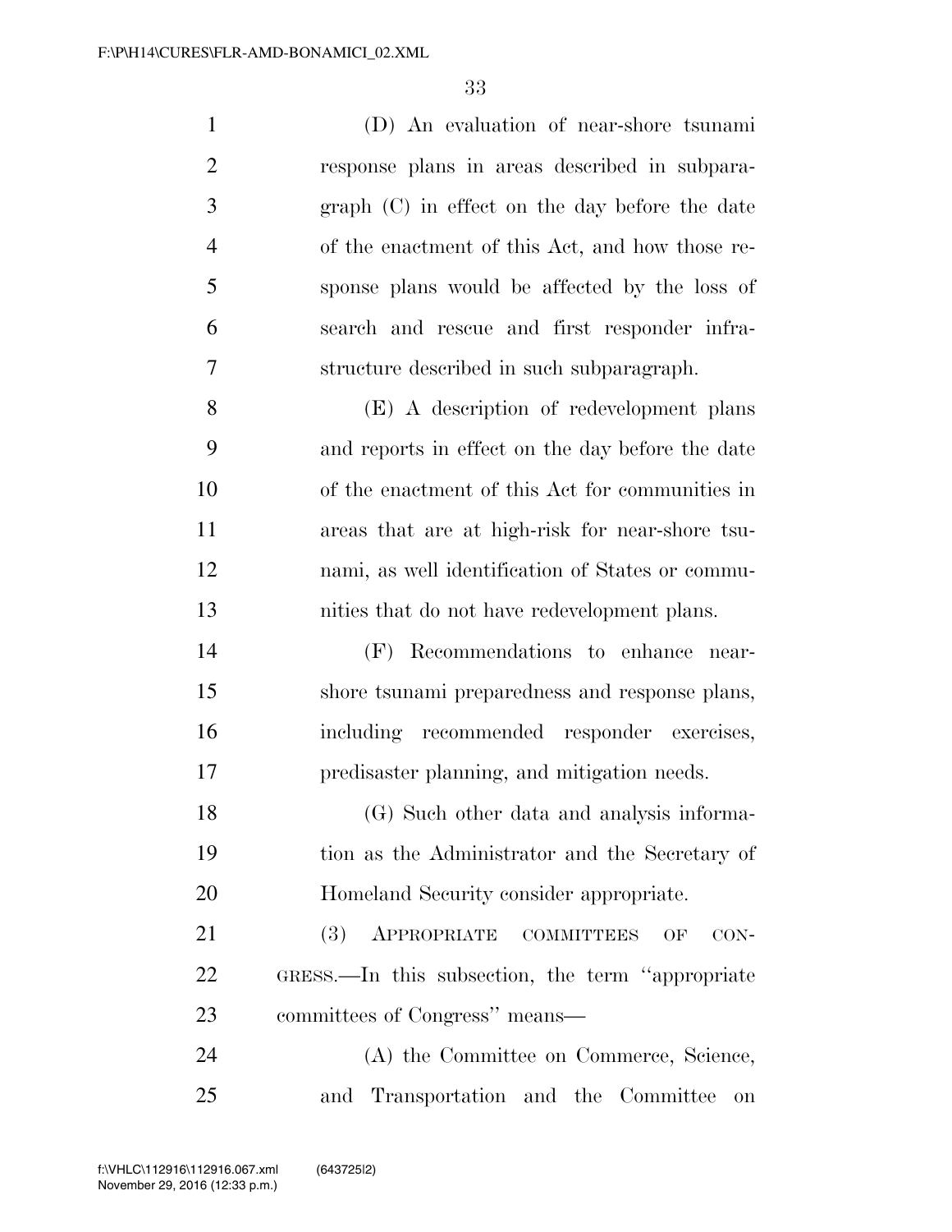(D) An evaluation of near-shore tsunami response plans in areas described in subparagraph (C) in effect on the day before the date of the enactment of this Act, and how those response plans would be affected by the loss of search and rescue and first responder infrastructure described in such subparagraph.

(E) A description of redevelopment plans and reports in effect on the day before the date of the enactment of this Act for communities in areas that are at high-risk for near-shore tsunami, as well identification of States or communities that do not have redevelopment plans.

(F) Recommendations to enhance near-shore tsunami preparedness and response plans, including recommended responder exercises, predisaster planning, and mitigation needs.

(G) Such other data and analysis information as the Administrator and the Secretary of Homeland Security consider appropriate.

(3) APPROPRIATE COMMITTEES OF CONGRESS.—In this subsection, the term ‘‘appropriate committees of Congress’’ means—

(A) the Committee on Commerce, Science, and Transportation and the Committee on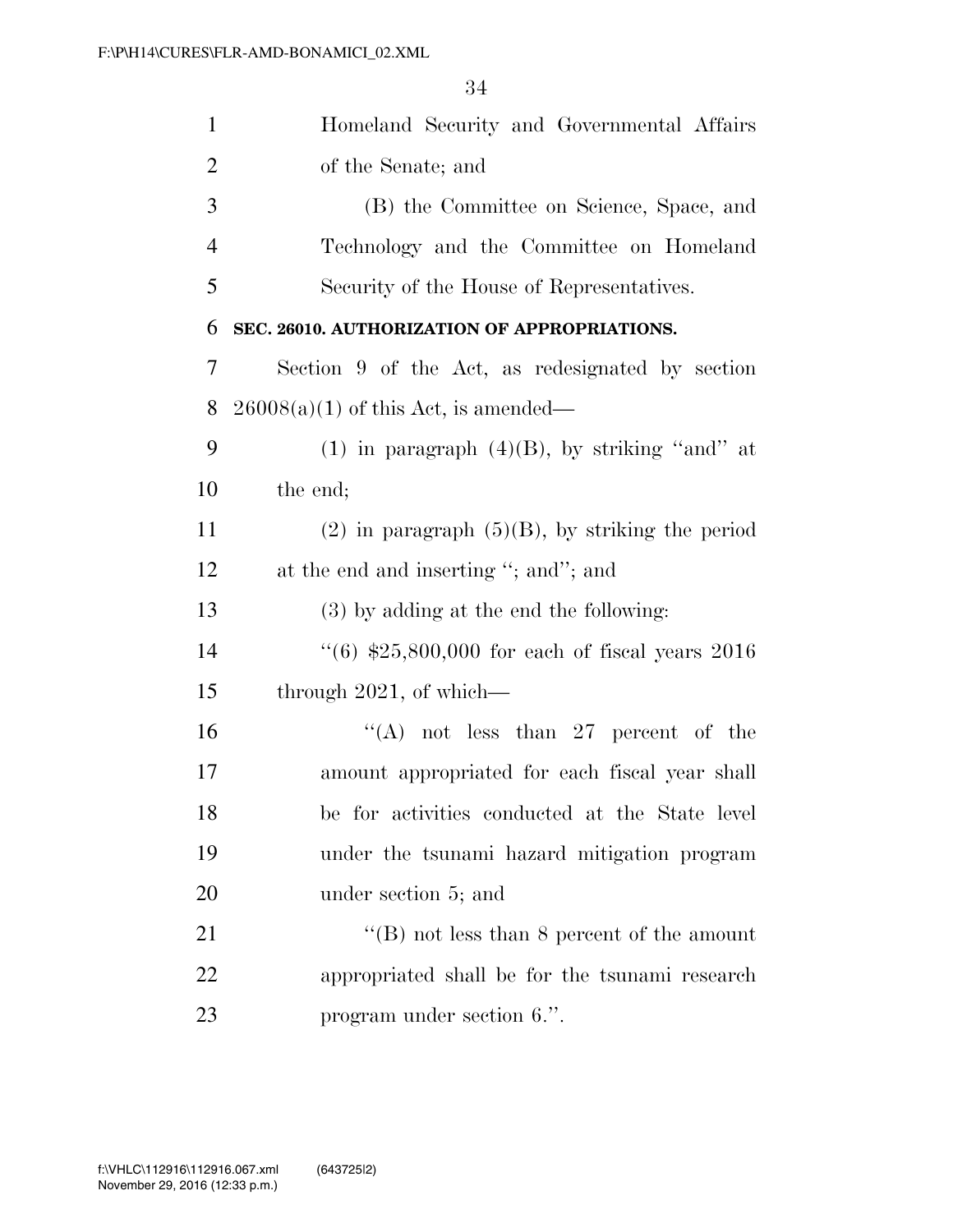Homeland Security and Governmental Affairs of the Senate; and

(B) the Committee on Science, Space, and Technology and the Committee on Homeland Security of the House of Representatives.

**SEC. 26010. AUTHORIZATION OF APPROPRIATIONS.**

Section 9 of the Act, as redesignated by section 26008(a)(1) of this Act, is amended—

(1) in paragraph (4)(B), by striking ''and'' at the end;

(2) in paragraph (5)(B), by striking the period at the end and inserting ''; and''; and

(3) by adding at the end the following:

''(6) $25,800,000 for each of fiscal years 2016 through 2021, of which—

''(A) not less than 27 percent of the amount appropriated for each fiscal year shall be for activities conducted at the State level under the tsunami hazard mitigation program under section 5; and

''(B) not less than 8 percent of the amount appropriated shall be for the tsunami research program under section 6.''.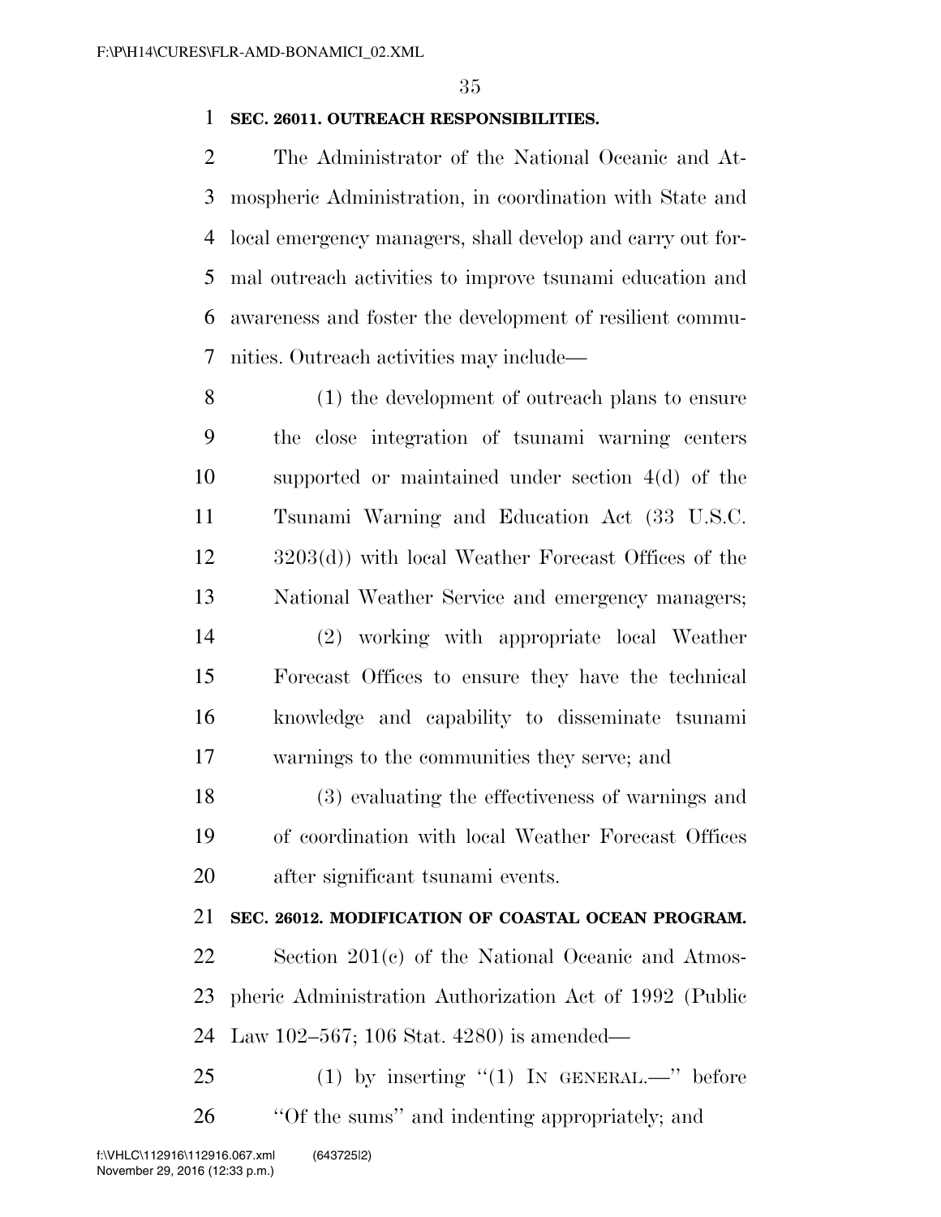**SEC. 26011. OUTREACH RESPONSIBILITIES.**

The Administrator of the National Oceanic and Atmospheric Administration, in coordination with State and local emergency managers, shall develop and carry out formal outreach activities to improve tsunami education and awareness and foster the development of resilient communities. Outreach activities may include—

(1) the development of outreach plans to ensure the close integration of tsunami warning centers supported or maintained under section 4(d) of the Tsunami Warning and Education Act (33 U.S.C. 3203(d)) with local Weather Forecast Offices of the National Weather Service and emergency managers;

(2) working with appropriate local Weather Forecast Offices to ensure they have the technical knowledge and capability to disseminate tsunami warnings to the communities they serve; and

(3) evaluating the effectiveness of warnings and of coordination with local Weather Forecast Offices after significant tsunami events.

**SEC. 26012. MODIFICATION OF COASTAL OCEAN PROGRAM.**

Section 201(c) of the National Oceanic and Atmospheric Administration Authorization Act of 1992 (Public Law 102–567; 106 Stat. 4280) is amended—

(1) by inserting ''(1) IN GENERAL.—'' before ''Of the sums'' and indenting appropriately; and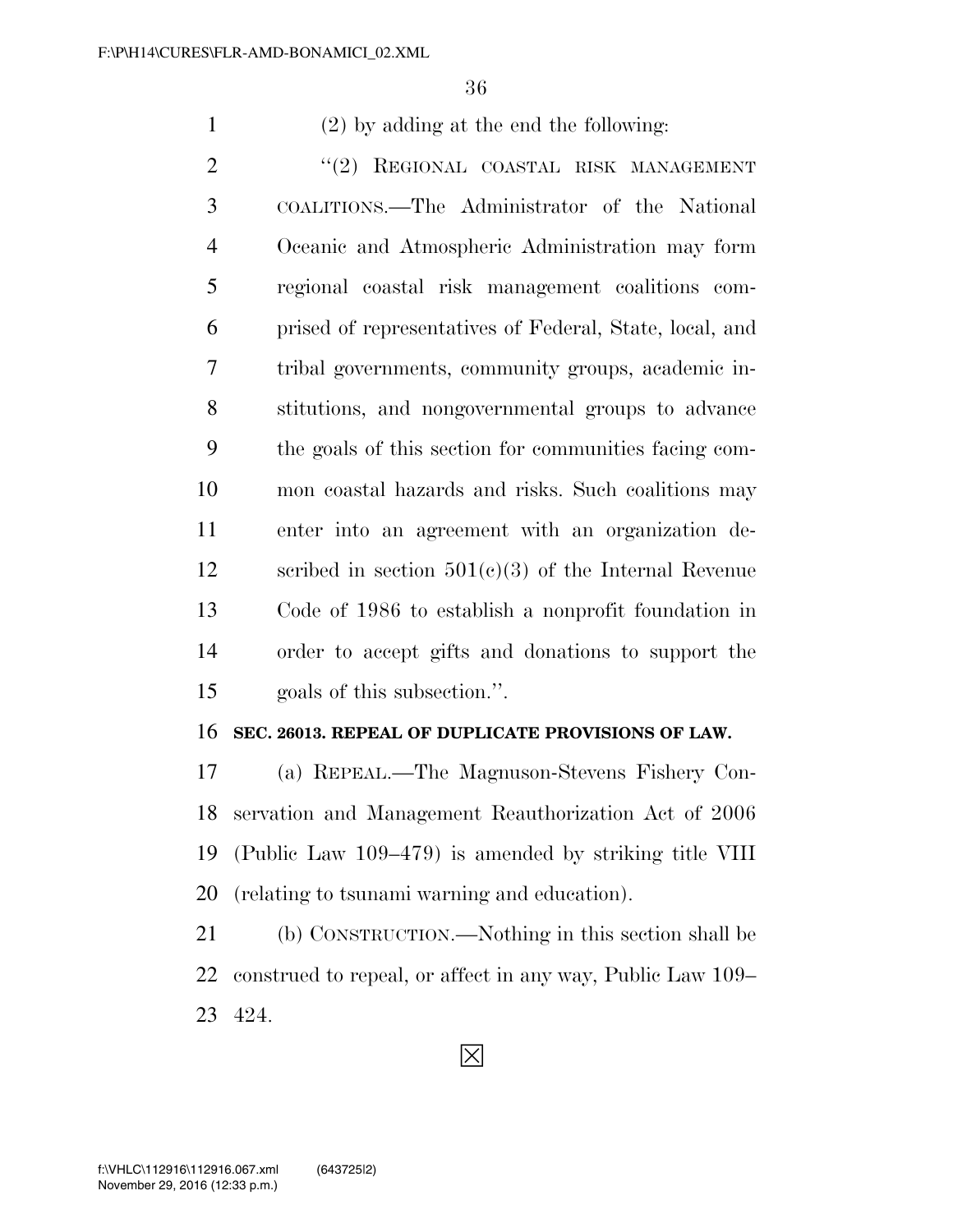(2) by adding at the end the following:

"(2) REGIONAL COASTAL RISK MANAGEMENT COALITIONS.—The Administrator of the National Oceanic and Atmospheric Administration may form regional coastal risk management coalitions comprised of representatives of Federal, State, local, and tribal governments, community groups, academic institutions, and nongovernmental groups to advance the goals of this section for communities facing common coastal hazards and risks. Such coalitions may enter into an agreement with an organization described in section 501(c)(3) of the Internal Revenue Code of 1986 to establish a nonprofit foundation in order to accept gifts and donations to support the goals of this subsection.".

**SEC. 26013. REPEAL OF DUPLICATE PROVISIONS OF LAW.**

(a) REPEAL.—The Magnuson-Stevens Fishery Conservation and Management Reauthorization Act of 2006 (Public Law 109–479) is amended by striking title VIII (relating to tsunami warning and education).

(b) CONSTRUCTION.—Nothing in this section shall be construed to repeal, or affect in any way, Public Law 109–424.

☒